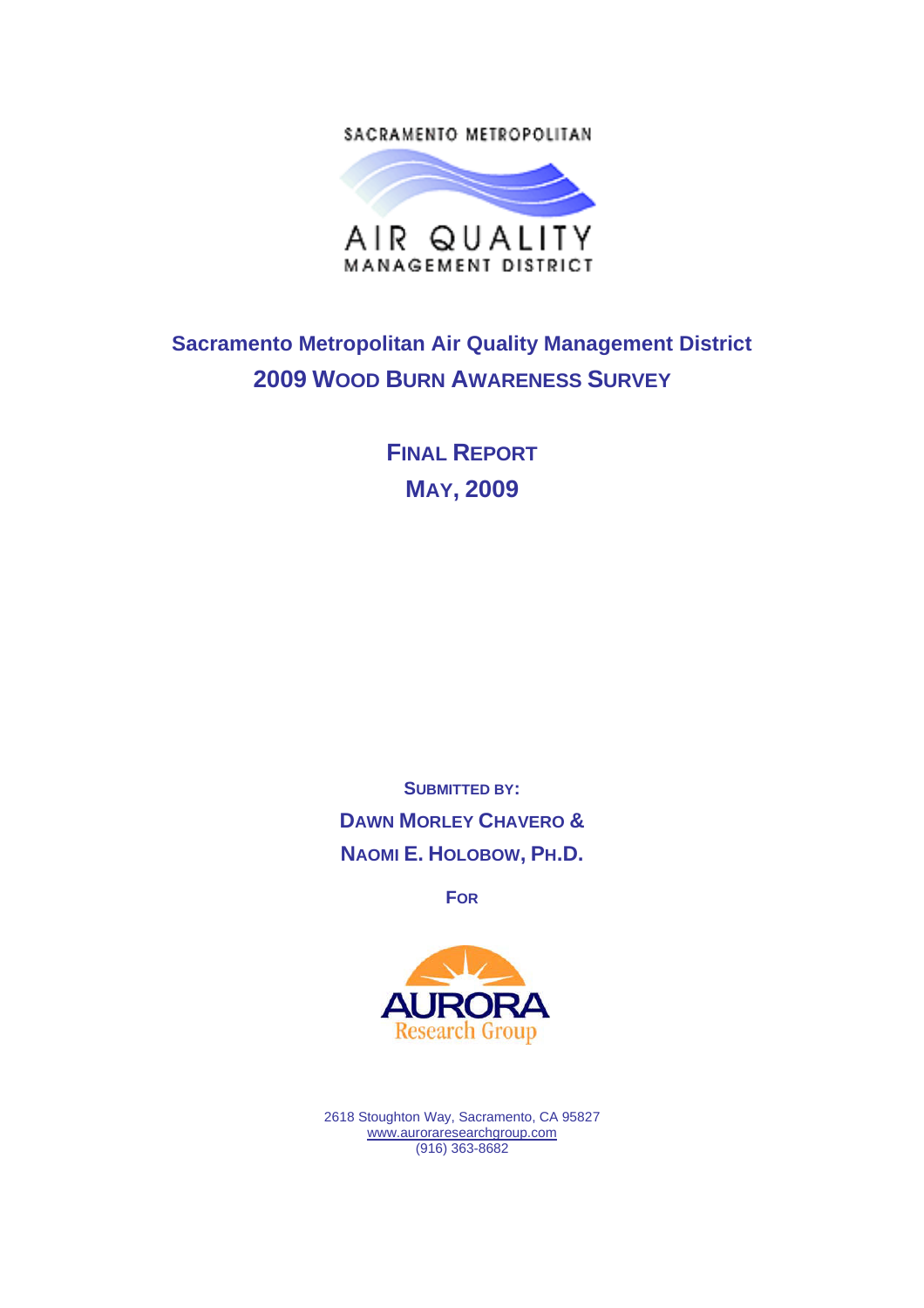SACRAMENTO METROPOLITAN

AIR QUALITY

MANAGEMENT DISTRICT

# Sacramento Metropolitan Air Quality Management District

# 2009 Wood Burn Awareness Survey

## Final Report

## May, 2009

**Submitted by:**

**Dawn Morley Chavero &**

**Naomi E. Holobow, Ph.D.**

**For**

AURORA

Research Group

2618 Stoughton Way, Sacramento, CA 95827
www.auroraresearchgroup.com
(916) 363-8682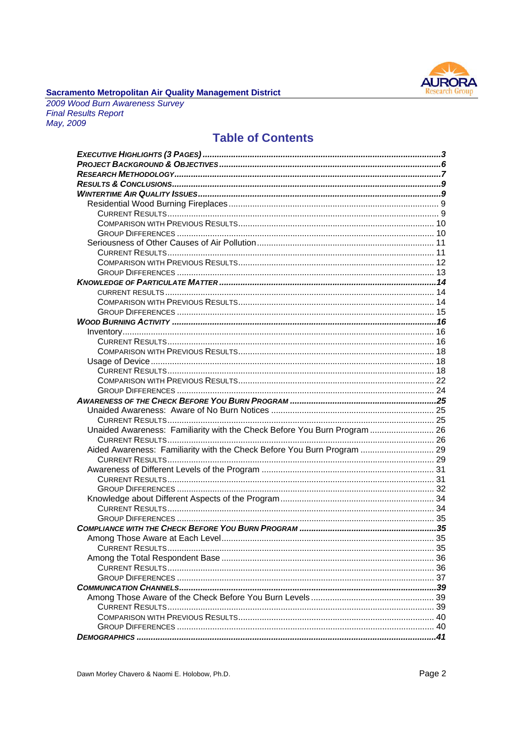## Table of Contents

- ***Executive Highlights (3 Pages)*** ... 3
- ***Project Background & Objectives*** ... 6
- ***Research Methodology*** ... 7
- ***Results & Conclusions*** ... 9
- ***Wintertime Air Quality Issues*** ... 9
  - Residential Wood Burning Fireplaces ... 9
    - Current Results ... 9
    - Comparison with Previous Results ... 10
    - Group Differences ... 10
  - Seriousness of Other Causes of Air Pollution ... 11
    - Current Results ... 11
    - Comparison with Previous Results ... 12
    - Group Differences ... 13
- ***Knowledge of Particulate Matter*** ... 14
    - Current Results ... 14
    - Comparison with Previous Results ... 14
    - Group Differences ... 15
- ***Wood Burning Activity*** ... 16
  - Inventory ... 16
    - Current Results ... 16
    - Comparison with Previous Results ... 18
  - Usage of Device ... 18
    - Current Results ... 18
    - Comparison with Previous Results ... 22
    - Group Differences ... 24
- ***Awareness of the Check Before You Burn Program*** ... 25
  - Unaided Awareness: Aware of No Burn Notices ... 25
    - Current Results ... 25
  - Unaided Awareness: Familiarity with the Check Before You Burn Program ... 26
    - Current Results ... 26
  - Aided Awareness: Familiarity with the Check Before You Burn Program ... 29
    - Current Results ... 29
  - Awareness of Different Levels of the Program ... 31
    - Current Results ... 31
    - Group Differences ... 32
  - Knowledge about Different Aspects of the Program ... 34
    - Current Results ... 34
    - Group Differences ... 35
- ***Compliance with the Check Before You Burn Program*** ... 35
  - Among Those Aware at Each Level ... 35
    - Current Results ... 35
  - Among the Total Respondent Base ... 36
    - Current Results ... 36
    - Group Differences ... 37
- ***Communication Channels*** ... 39
  - Among Those Aware of the Check Before You Burn Levels ... 39
    - Current Results ... 39
    - Comparison with Previous Results ... 40
    - Group Differences ... 40
- ***Demographics*** ... 41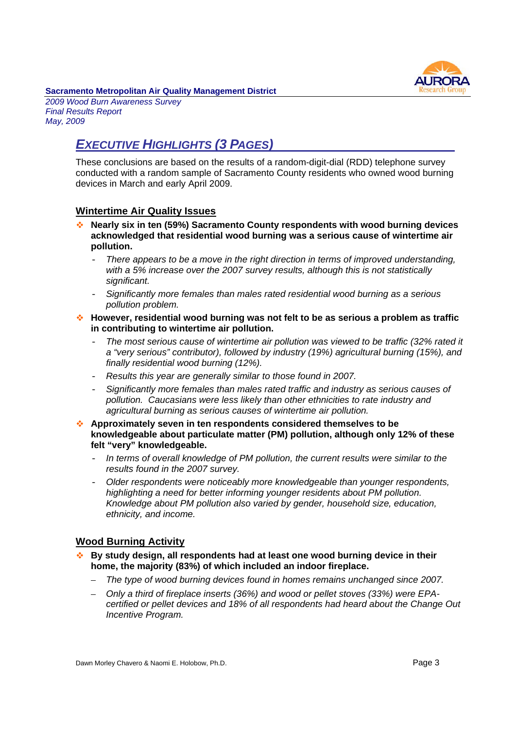# EXECUTIVE HIGHLIGHTS (3 PAGES)

These conclusions are based on the results of a random-digit-dial (RDD) telephone survey conducted with a random sample of Sacramento County residents who owned wood burning devices in March and early April 2009.

## Wintertime Air Quality Issues

- **Nearly six in ten (59%) Sacramento County respondents with wood burning devices acknowledged that residential wood burning was a serious cause of wintertime air pollution.**
  - *There appears to be a move in the right direction in terms of improved understanding, with a 5% increase over the 2007 survey results, although this is not statistically significant.*
  - *Significantly more females than males rated residential wood burning as a serious pollution problem.*
- **However, residential wood burning was not felt to be as serious a problem as traffic in contributing to wintertime air pollution.**
  - *The most serious cause of wintertime air pollution was viewed to be traffic (32% rated it a "very serious" contributor), followed by industry (19%) agricultural burning (15%), and finally residential wood burning (12%).*
  - *Results this year are generally similar to those found in 2007.*
  - *Significantly more females than males rated traffic and industry as serious causes of pollution. Caucasians were less likely than other ethnicities to rate industry and agricultural burning as serious causes of wintertime air pollution.*
- **Approximately seven in ten respondents considered themselves to be knowledgeable about particulate matter (PM) pollution, although only 12% of these felt "very" knowledgeable.**
  - *In terms of overall knowledge of PM pollution, the current results were similar to the results found in the 2007 survey.*
  - *Older respondents were noticeably more knowledgeable than younger respondents, highlighting a need for better informing younger residents about PM pollution. Knowledge about PM pollution also varied by gender, household size, education, ethnicity, and income.*

## Wood Burning Activity

- **By study design, all respondents had at least one wood burning device in their home, the majority (83%) of which included an indoor fireplace.**
  - *The type of wood burning devices found in homes remains unchanged since 2007.*
  - *Only a third of fireplace inserts (36%) and wood or pellet stoves (33%) were EPA-certified or pellet devices and 18% of all respondents had heard about the Change Out Incentive Program.*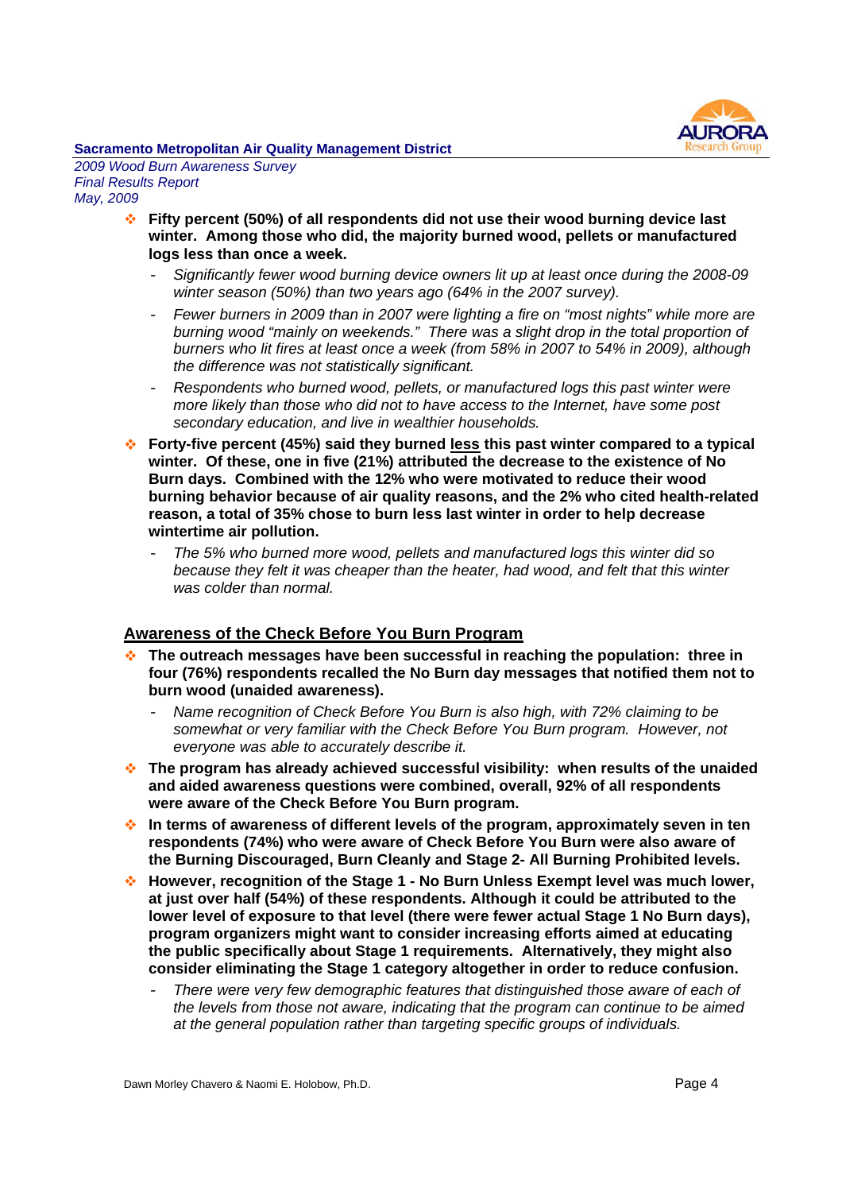- **Fifty percent (50%) of all respondents did not use their wood burning device last winter. Among those who did, the majority burned wood, pellets or manufactured logs less than once a week.**
  - *Significantly fewer wood burning device owners lit up at least once during the 2008-09 winter season (50%) than two years ago (64% in the 2007 survey).*
  - *Fewer burners in 2009 than in 2007 were lighting a fire on "most nights" while more are burning wood "mainly on weekends." There was a slight drop in the total proportion of burners who lit fires at least once a week (from 58% in 2007 to 54% in 2009), although the difference was not statistically significant.*
  - *Respondents who burned wood, pellets, or manufactured logs this past winter were more likely than those who did not to have access to the Internet, have some post secondary education, and live in wealthier households.*
- **Forty-five percent (45%) said they burned <u>less</u> this past winter compared to a typical winter. Of these, one in five (21%) attributed the decrease to the existence of No Burn days. Combined with the 12% who were motivated to reduce their wood burning behavior because of air quality reasons, and the 2% who cited health-related reason, a total of 35% chose to burn less last winter in order to help decrease wintertime air pollution.**
  - *The 5% who burned more wood, pellets and manufactured logs this winter did so because they felt it was cheaper than the heater, had wood, and felt that this winter was colder than normal.*

## <u>Awareness of the Check Before You Burn Program</u>

- **The outreach messages have been successful in reaching the population: three in four (76%) respondents recalled the No Burn day messages that notified them not to burn wood (unaided awareness).**
  - *Name recognition of Check Before You Burn is also high, with 72% claiming to be somewhat or very familiar with the Check Before You Burn program. However, not everyone was able to accurately describe it.*
- **The program has already achieved successful visibility: when results of the unaided and aided awareness questions were combined, overall, 92% of all respondents were aware of the Check Before You Burn program.**
- **In terms of awareness of different levels of the program, approximately seven in ten respondents (74%) who were aware of Check Before You Burn were also aware of the Burning Discouraged, Burn Cleanly and Stage 2- All Burning Prohibited levels.**
- **However, recognition of the Stage 1 - No Burn Unless Exempt level was much lower, at just over half (54%) of these respondents. Although it could be attributed to the lower level of exposure to that level (there were fewer actual Stage 1 No Burn days), program organizers might want to consider increasing efforts aimed at educating the public specifically about Stage 1 requirements. Alternatively, they might also consider eliminating the Stage 1 category altogether in order to reduce confusion.**
  - *There were very few demographic features that distinguished those aware of each of the levels from those not aware, indicating that the program can continue to be aimed at the general population rather than targeting specific groups of individuals.*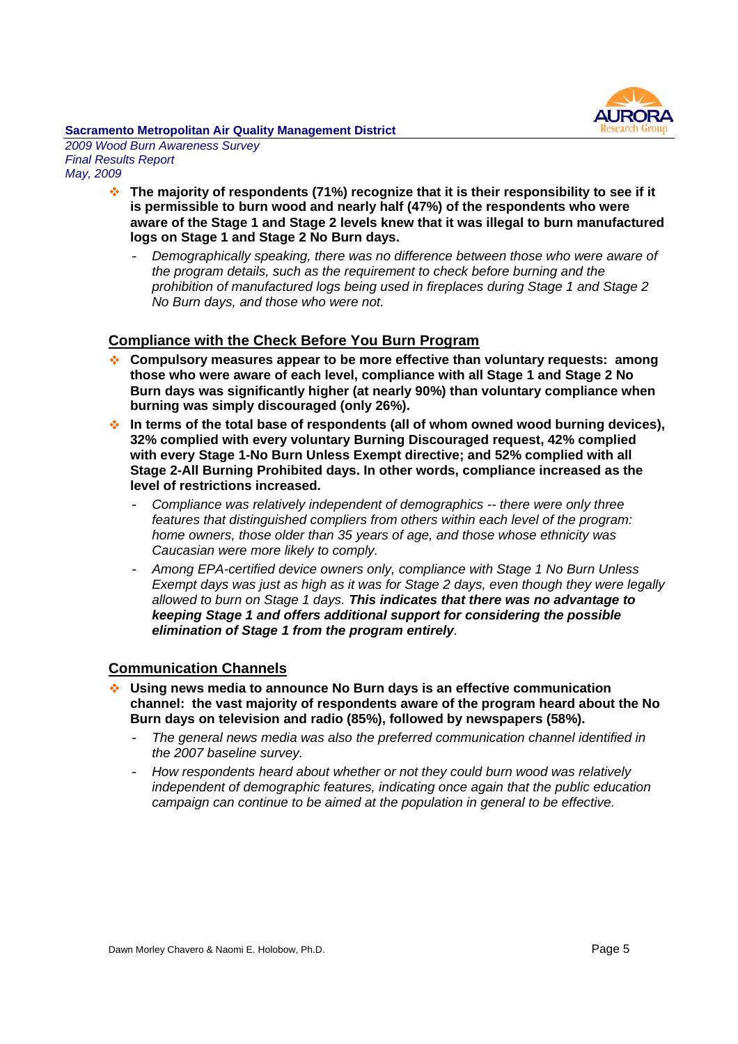- **The majority of respondents (71%) recognize that it is their responsibility to see if it is permissible to burn wood and nearly half (47%) of the respondents who were aware of the Stage 1 and Stage 2 levels knew that it was illegal to burn manufactured logs on Stage 1 and Stage 2 No Burn days.**
  - *Demographically speaking, there was no difference between those who were aware of the program details, such as the requirement to check before burning and the prohibition of manufactured logs being used in fireplaces during Stage 1 and Stage 2 No Burn days, and those who were not.*

## Compliance with the Check Before You Burn Program

- **Compulsory measures appear to be more effective than voluntary requests: among those who were aware of each level, compliance with all Stage 1 and Stage 2 No Burn days was significantly higher (at nearly 90%) than voluntary compliance when burning was simply discouraged (only 26%).**
- **In terms of the total base of respondents (all of whom owned wood burning devices), 32% complied with every voluntary Burning Discouraged request, 42% complied with every Stage 1-No Burn Unless Exempt directive; and 52% complied with all Stage 2-All Burning Prohibited days. In other words, compliance increased as the level of restrictions increased.**
  - *Compliance was relatively independent of demographics -- there were only three features that distinguished compliers from others within each level of the program: home owners, those older than 35 years of age, and those whose ethnicity was Caucasian were more likely to comply.*
  - *Among EPA-certified device owners only, compliance with Stage 1 No Burn Unless Exempt days was just as high as it was for Stage 2 days, even though they were legally allowed to burn on Stage 1 days.* ***This indicates that there was no advantage to keeping Stage 1 and offers additional support for considering the possible elimination of Stage 1 from the program entirely****.*

## Communication Channels

- **Using news media to announce No Burn days is an effective communication channel: the vast majority of respondents aware of the program heard about the No Burn days on television and radio (85%), followed by newspapers (58%).**
  - *The general news media was also the preferred communication channel identified in the 2007 baseline survey.*
  - *How respondents heard about whether or not they could burn wood was relatively independent of demographic features, indicating once again that the public education campaign can continue to be aimed at the population in general to be effective.*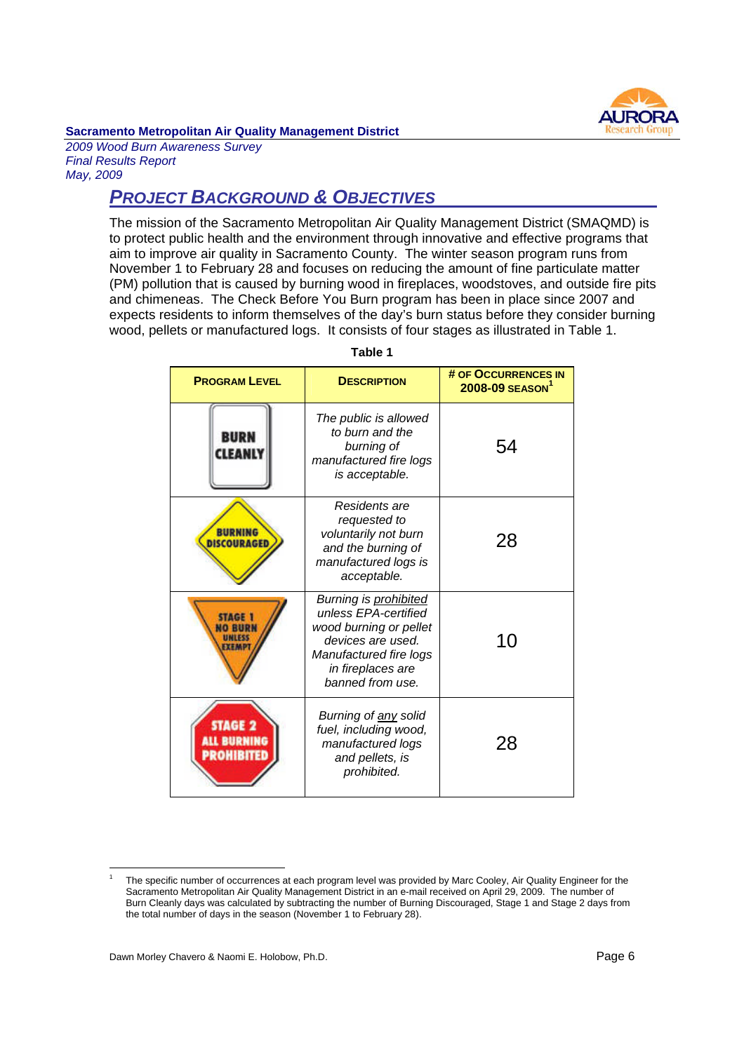## PROJECT BACKGROUND & OBJECTIVES

The mission of the Sacramento Metropolitan Air Quality Management District (SMAQMD) is to protect public health and the environment through innovative and effective programs that aim to improve air quality in Sacramento County. The winter season program runs from November 1 to February 28 and focuses on reducing the amount of fine particulate matter (PM) pollution that is caused by burning wood in fireplaces, woodstoves, and outside fire pits and chimeneas. The Check Before You Burn program has been in place since 2007 and expects residents to inform themselves of the day's burn status before they consider burning wood, pellets or manufactured logs. It consists of four stages as illustrated in Table 1.

**Table 1**

| PROGRAM LEVEL | DESCRIPTION | # OF OCCURRENCES IN 2008-09 SEASON[1] |
|---|---|---|
| BURN CLEANLY | *The public is allowed to burn and the burning of manufactured fire logs is acceptable.* | 54 |
| BURNING DISCOURAGED | *Residents are requested to voluntarily not burn and the burning of manufactured logs is acceptable.* | 28 |
| STAGE 1 NO BURN UNLESS EXEMPT | *Burning is prohibited unless EPA-certified wood burning or pellet devices are used. Manufactured fire logs in fireplaces are banned from use.* | 10 |
| STAGE 2 ALL BURNING PROHIBITED | *Burning of any solid fuel, including wood, manufactured logs and pellets, is prohibited.* | 28 |

[1] The specific number of occurrences at each program level was provided by Marc Cooley, Air Quality Engineer for the Sacramento Metropolitan Air Quality Management District in an e-mail received on April 29, 2009. The number of Burn Cleanly days was calculated by subtracting the number of Burning Discouraged, Stage 1 and Stage 2 days from the total number of days in the season (November 1 to February 28).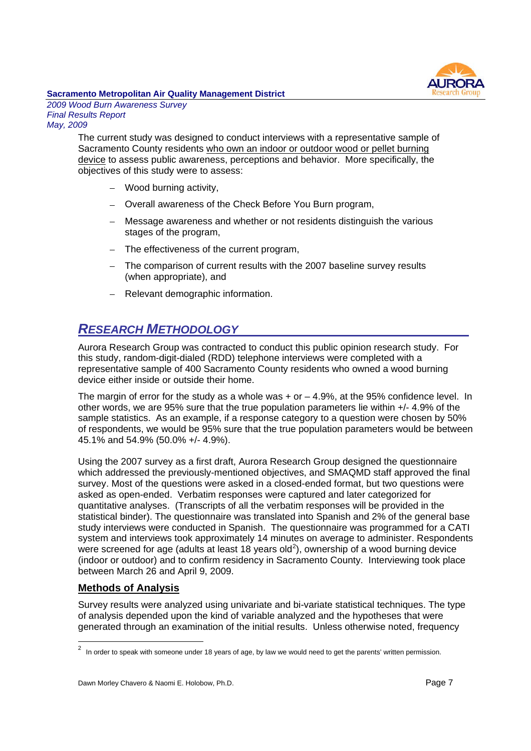The current study was designed to conduct interviews with a representative sample of Sacramento County residents who own an indoor or outdoor wood or pellet burning device to assess public awareness, perceptions and behavior. More specifically, the objectives of this study were to assess:

- Wood burning activity,
- Overall awareness of the Check Before You Burn program,
- Message awareness and whether or not residents distinguish the various stages of the program,
- The effectiveness of the current program,
- The comparison of current results with the 2007 baseline survey results (when appropriate), and
- Relevant demographic information.

## *RESEARCH METHODOLOGY*

Aurora Research Group was contracted to conduct this public opinion research study. For this study, random-digit-dialed (RDD) telephone interviews were completed with a representative sample of 400 Sacramento County residents who owned a wood burning device either inside or outside their home.

The margin of error for the study as a whole was + or – 4.9%, at the 95% confidence level. In other words, we are 95% sure that the true population parameters lie within +/- 4.9% of the sample statistics. As an example, if a response category to a question were chosen by 50% of respondents, we would be 95% sure that the true population parameters would be between 45.1% and 54.9% (50.0% +/- 4.9%).

Using the 2007 survey as a first draft, Aurora Research Group designed the questionnaire which addressed the previously-mentioned objectives, and SMAQMD staff approved the final survey. Most of the questions were asked in a closed-ended format, but two questions were asked as open-ended. Verbatim responses were captured and later categorized for quantitative analyses. (Transcripts of all the verbatim responses will be provided in the statistical binder). The questionnaire was translated into Spanish and 2% of the general base study interviews were conducted in Spanish. The questionnaire was programmed for a CATI system and interviews took approximately 14 minutes on average to administer. Respondents were screened for age (adults at least 18 years old[2]), ownership of a wood burning device (indoor or outdoor) and to confirm residency in Sacramento County. Interviewing took place between March 26 and April 9, 2009.

### Methods of Analysis

Survey results were analyzed using univariate and bi-variate statistical techniques. The type of analysis depended upon the kind of variable analyzed and the hypotheses that were generated through an examination of the initial results. Unless otherwise noted, frequency

---

[2] In order to speak with someone under 18 years of age, by law we would need to get the parents' written permission.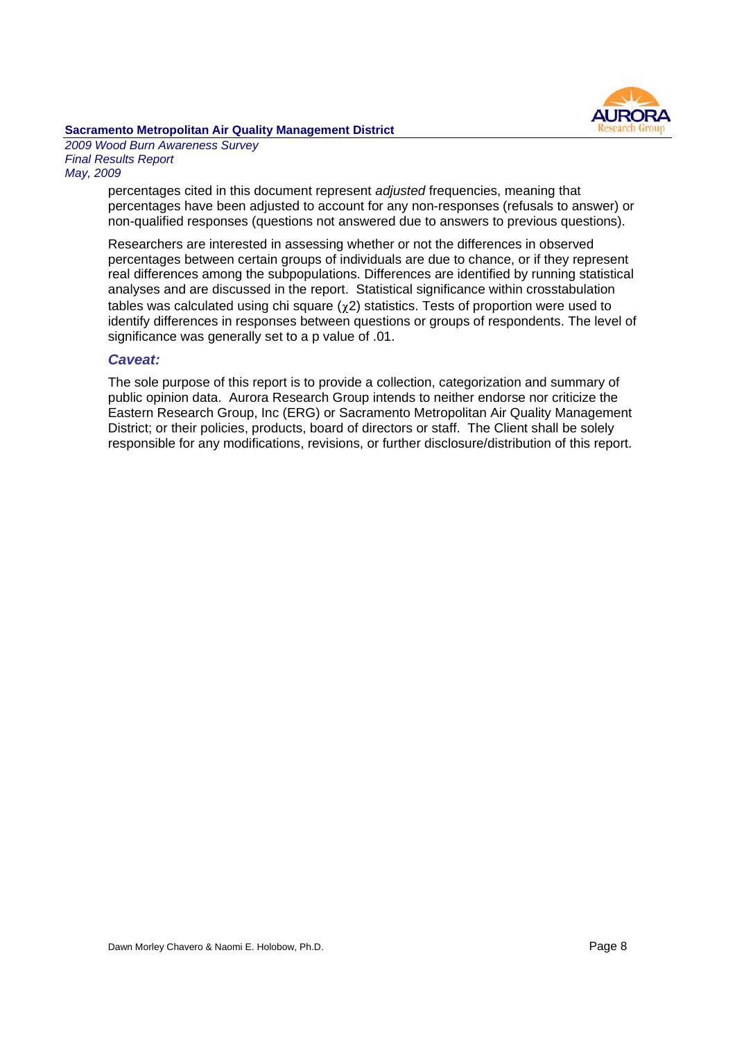percentages cited in this document represent *adjusted* frequencies, meaning that percentages have been adjusted to account for any non-responses (refusals to answer) or non-qualified responses (questions not answered due to answers to previous questions).

Researchers are interested in assessing whether or not the differences in observed percentages between certain groups of individuals are due to chance, or if they represent real differences among the subpopulations. Differences are identified by running statistical analyses and are discussed in the report. Statistical significance within crosstabulation tables was calculated using chi square ($\chi 2$) statistics. Tests of proportion were used to identify differences in responses between questions or groups of respondents. The level of significance was generally set to a p value of .01.

### *Caveat:*

The sole purpose of this report is to provide a collection, categorization and summary of public opinion data. Aurora Research Group intends to neither endorse nor criticize the Eastern Research Group, Inc (ERG) or Sacramento Metropolitan Air Quality Management District; or their policies, products, board of directors or staff. The Client shall be solely responsible for any modifications, revisions, or further disclosure/distribution of this report.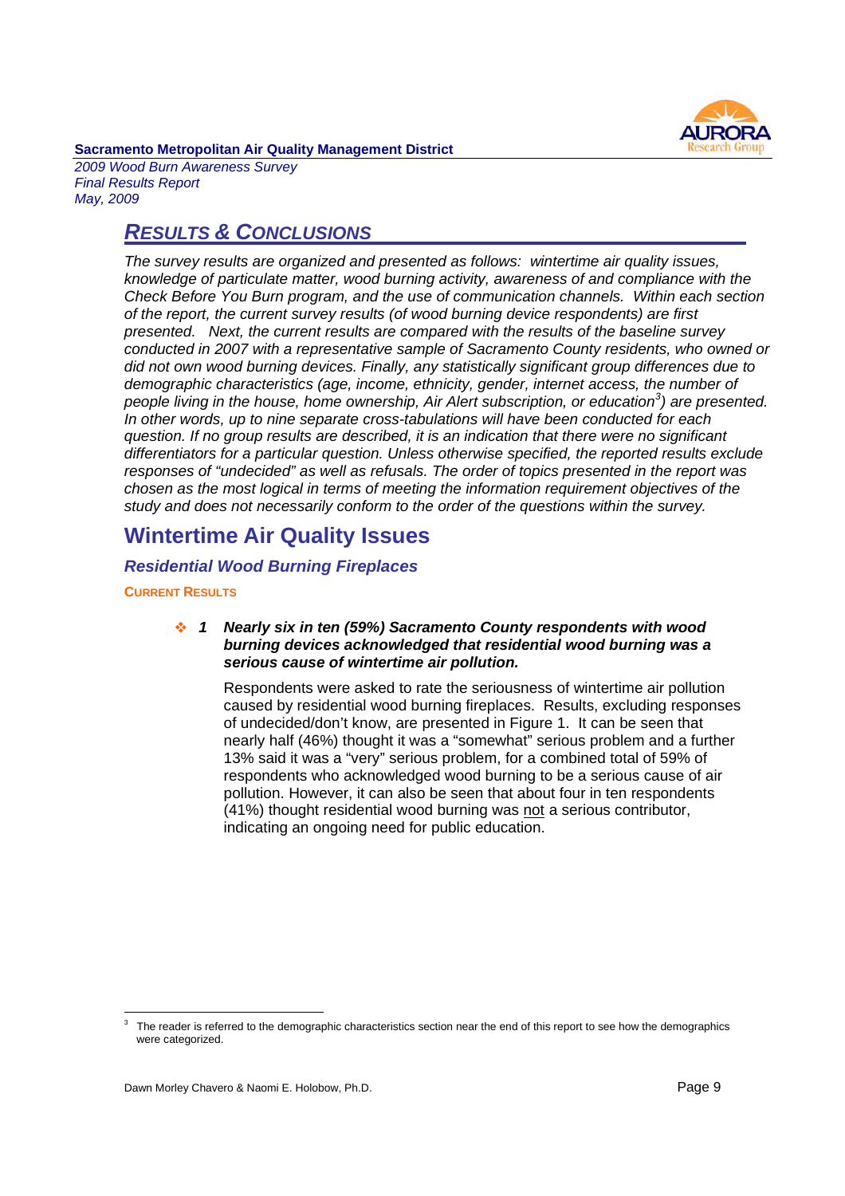## *RESULTS & CONCLUSIONS*

*The survey results are organized and presented as follows: wintertime air quality issues, knowledge of particulate matter, wood burning activity, awareness of and compliance with the Check Before You Burn program, and the use of communication channels. Within each section of the report, the current survey results (of wood burning device respondents) are first presented. Next, the current results are compared with the results of the baseline survey conducted in 2007 with a representative sample of Sacramento County residents, who owned or did not own wood burning devices. Finally, any statistically significant group differences due to demographic characteristics (age, income, ethnicity, gender, internet access, the number of people living in the house, home ownership, Air Alert subscription, or education[3]) are presented. In other words, up to nine separate cross-tabulations will have been conducted for each question. If no group results are described, it is an indication that there were no significant differentiators for a particular question. Unless otherwise specified, the reported results exclude responses of "undecided" as well as refusals. The order of topics presented in the report was chosen as the most logical in terms of meeting the information requirement objectives of the study and does not necessarily conform to the order of the questions within the survey.*

# Wintertime Air Quality Issues

### *Residential Wood Burning Fireplaces*

#### CURRENT RESULTS

- ***1 Nearly six in ten (59%) Sacramento County respondents with wood burning devices acknowledged that residential wood burning was a serious cause of wintertime air pollution.***

  Respondents were asked to rate the seriousness of wintertime air pollution caused by residential wood burning fireplaces. Results, excluding responses of undecided/don't know, are presented in Figure 1. It can be seen that nearly half (46%) thought it was a "somewhat" serious problem and a further 13% said it was a "very" serious problem, for a combined total of 59% of respondents who acknowledged wood burning to be a serious cause of air pollution. However, it can also be seen that about four in ten respondents (41%) thought residential wood burning was not a serious contributor, indicating an ongoing need for public education.

---

[3] The reader is referred to the demographic characteristics section near the end of this report to see how the demographics were categorized.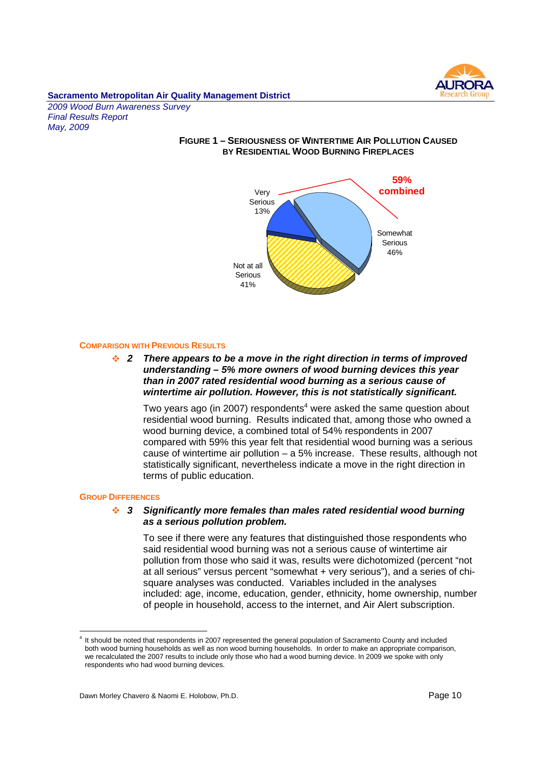**FIGURE 1 – SERIOUSNESS OF WINTERTIME AIR POLLUTION CAUSED BY RESIDENTIAL WOOD BURNING FIREPLACES**

Very Serious 13%

Somewhat Serious 46%

Not at all Serious 41%

59% combined

### COMPARISON WITH PREVIOUS RESULTS

❖ **2** ***There appears to be a move in the right direction in terms of improved understanding – 5% more owners of wood burning devices this year than in 2007 rated residential wood burning as a serious cause of wintertime air pollution. However, this is not statistically significant.***

Two years ago (in 2007) respondents[4] were asked the same question about residential wood burning. Results indicated that, among those who owned a wood burning device, a combined total of 54% respondents in 2007 compared with 59% this year felt that residential wood burning was a serious cause of wintertime air pollution – a 5% increase. These results, although not statistically significant, nevertheless indicate a move in the right direction in terms of public education.

### GROUP DIFFERENCES

❖ **3** ***Significantly more females than males rated residential wood burning as a serious pollution problem.***

To see if there were any features that distinguished those respondents who said residential wood burning was not a serious cause of wintertime air pollution from those who said it was, results were dichotomized (percent "not at all serious" versus percent "somewhat + very serious"), and a series of chi-square analyses was conducted. Variables included in the analyses included: age, income, education, gender, ethnicity, home ownership, number of people in household, access to the internet, and Air Alert subscription.

---

[4] It should be noted that respondents in 2007 represented the general population of Sacramento County and included both wood burning households as well as non wood burning households. In order to make an appropriate comparison, we recalculated the 2007 results to include only those who had a wood burning device. In 2009 we spoke with only respondents who had wood burning devices.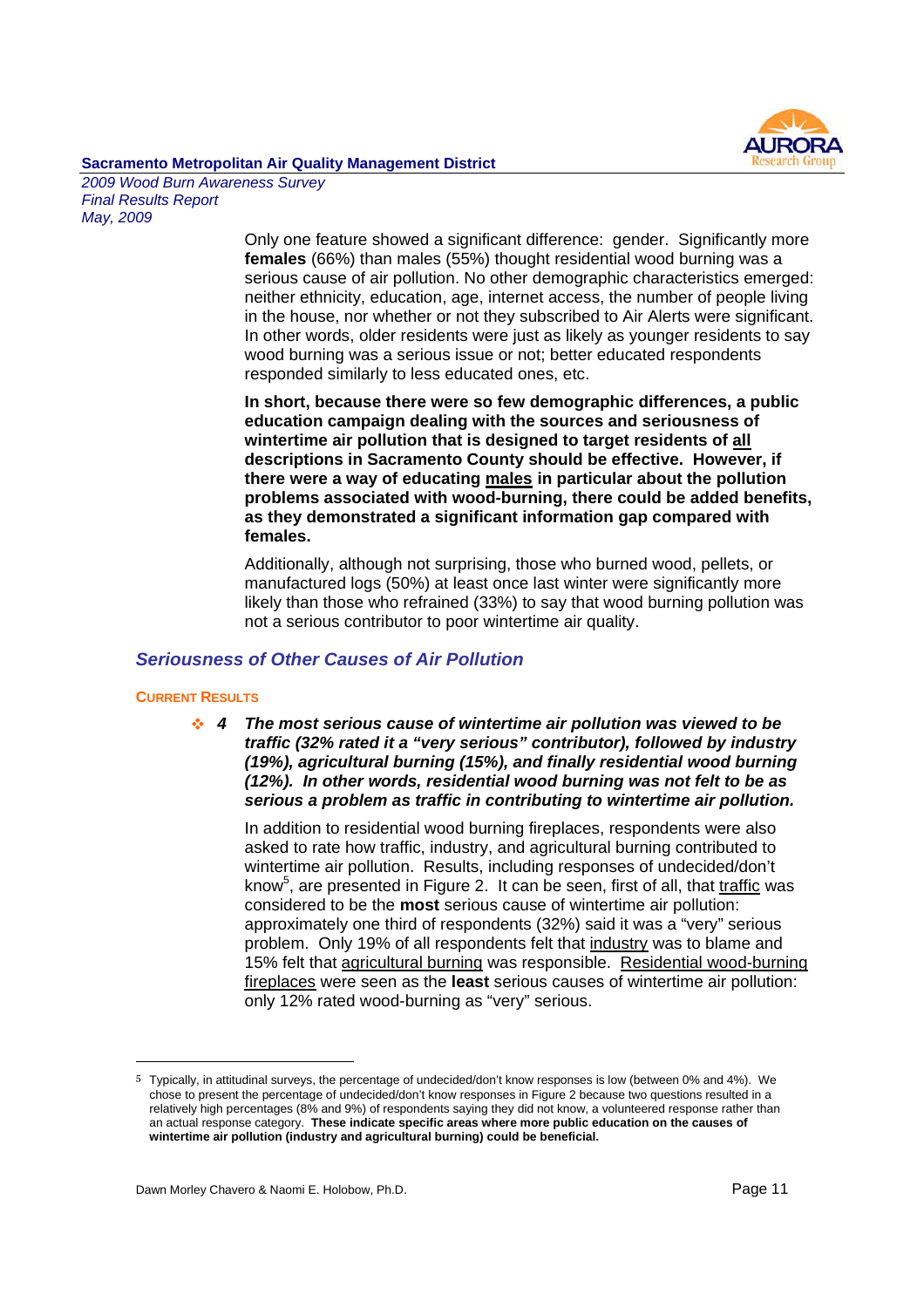Only one feature showed a significant difference: gender. Significantly more **females** (66%) than males (55%) thought residential wood burning was a serious cause of air pollution. No other demographic characteristics emerged: neither ethnicity, education, age, internet access, the number of people living in the house, nor whether or not they subscribed to Air Alerts were significant. In other words, older residents were just as likely as younger residents to say wood burning was a serious issue or not; better educated respondents responded similarly to less educated ones, etc.

**In short, because there were so few demographic differences, a public education campaign dealing with the sources and seriousness of wintertime air pollution that is designed to target residents of all descriptions in Sacramento County should be effective. However, if there were a way of educating males in particular about the pollution problems associated with wood-burning, there could be added benefits, as they demonstrated a significant information gap compared with females.**

Additionally, although not surprising, those who burned wood, pellets, or manufactured logs (50%) at least once last winter were significantly more likely than those who refrained (33%) to say that wood burning pollution was not a serious contributor to poor wintertime air quality.

## *Seriousness of Other Causes of Air Pollution*

### Current Results

- ***4 The most serious cause of wintertime air pollution was viewed to be traffic (32% rated it a "very serious" contributor), followed by industry (19%), agricultural burning (15%), and finally residential wood burning (12%). In other words, residential wood burning was not felt to be as serious a problem as traffic in contributing to wintertime air pollution.***

In addition to residential wood burning fireplaces, respondents were also asked to rate how traffic, industry, and agricultural burning contributed to wintertime air pollution. Results, including responses of undecided/don't know[5], are presented in Figure 2. It can be seen, first of all, that traffic was considered to be the **most** serious cause of wintertime air pollution: approximately one third of respondents (32%) said it was a "very" serious problem. Only 19% of all respondents felt that industry was to blame and 15% felt that agricultural burning was responsible. Residential wood-burning fireplaces were seen as the **least** serious causes of wintertime air pollution: only 12% rated wood-burning as "very" serious.

---

[5] Typically, in attitudinal surveys, the percentage of undecided/don't know responses is low (between 0% and 4%). We chose to present the percentage of undecided/don't know responses in Figure 2 because two questions resulted in a relatively high percentages (8% and 9%) of respondents saying they did not know, a volunteered response rather than an actual response category. **These indicate specific areas where more public education on the causes of wintertime air pollution (industry and agricultural burning) could be beneficial.**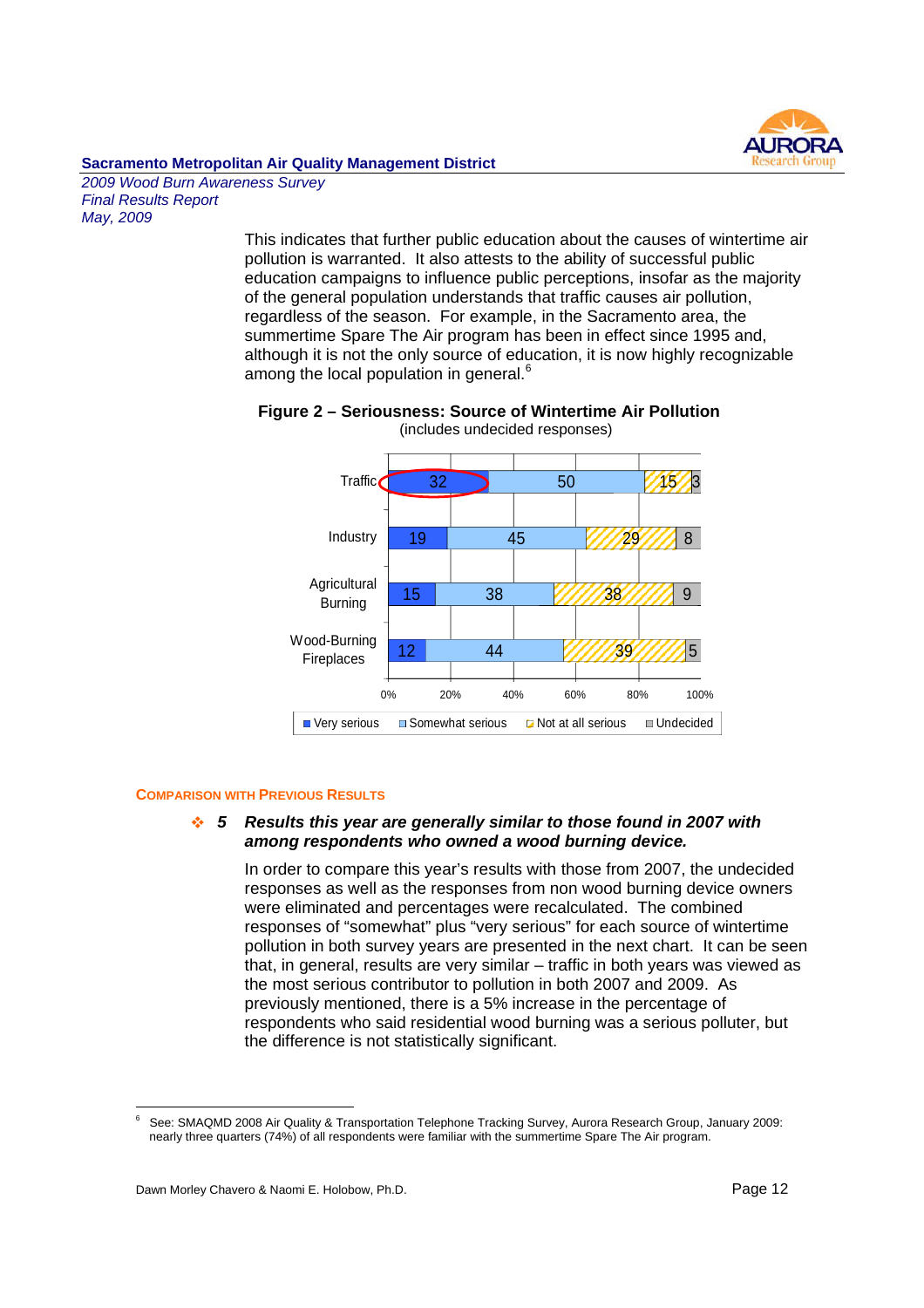This indicates that further public education about the causes of wintertime air pollution is warranted. It also attests to the ability of successful public education campaigns to influence public perceptions, insofar as the majority of the general population understands that traffic causes air pollution, regardless of the season. For example, in the Sacramento area, the summertime Spare The Air program has been in effect since 1995 and, although it is not the only source of education, it is now highly recognizable among the local population in general.[6]

**Figure 2 – Seriousness: Source of Wintertime Air Pollution**
(includes undecided responses)

| | Very serious | Somewhat serious | Not at all serious | Undecided |
|---|---|---|---|---|
| Traffic | 32 | 50 | 15 | 3 |
| Industry | 19 | 45 | 29 | 8 |
| Agricultural Burning | 15 | 38 | 38 | 9 |
| Wood-Burning Fireplaces | 12 | 44 | 39 | 5 |

### Comparison with Previous Results

- ***5 Results this year are generally similar to those found in 2007 with among respondents who owned a wood burning device.***

  In order to compare this year's results with those from 2007, the undecided responses as well as the responses from non wood burning device owners were eliminated and percentages were recalculated. The combined responses of "somewhat" plus "very serious" for each source of wintertime pollution in both survey years are presented in the next chart. It can be seen that, in general, results are very similar – traffic in both years was viewed as the most serious contributor to pollution in both 2007 and 2009. As previously mentioned, there is a 5% increase in the percentage of respondents who said residential wood burning was a serious polluter, but the difference is not statistically significant.

---

[6] See: SMAQMD 2008 Air Quality & Transportation Telephone Tracking Survey, Aurora Research Group, January 2009: nearly three quarters (74%) of all respondents were familiar with the summertime Spare The Air program.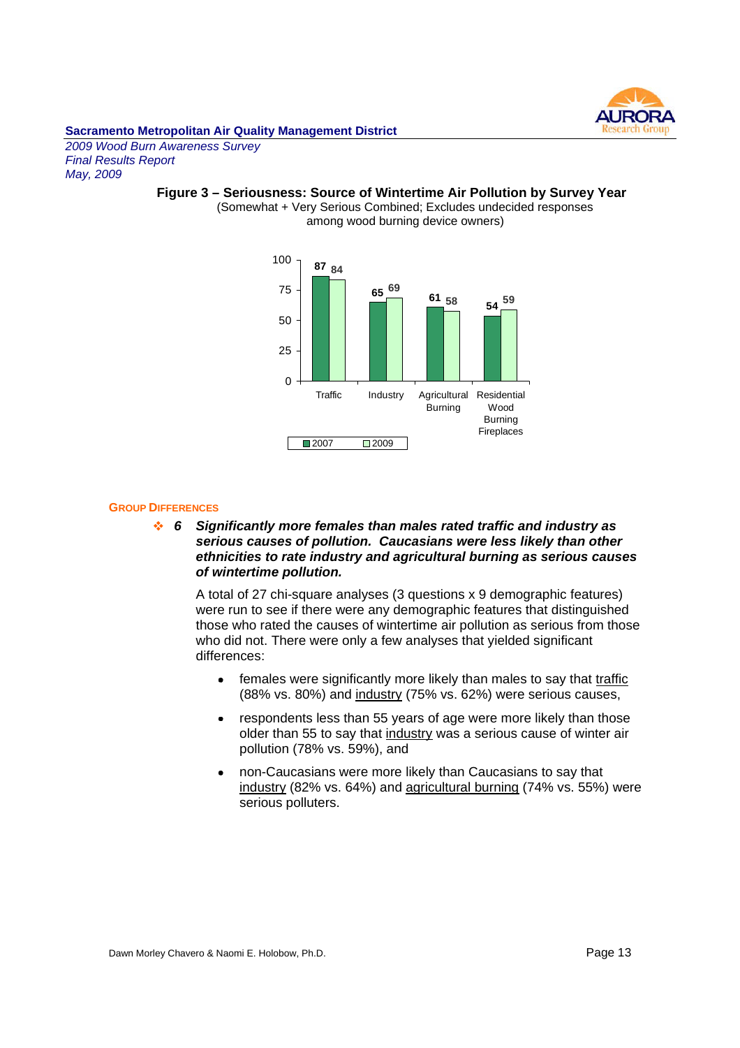**Figure 3 – Seriousness: Source of Wintertime Air Pollution by Survey Year**

(Somewhat + Very Serious Combined; Excludes undecided responses among wood burning device owners)

| | 2007 | 2009 |
|---|---|---|
| Traffic | 87 | 84 |
| Industry | 65 | 69 |
| Agricultural Burning | 61 | 58 |
| Residential Wood Burning Fireplaces | 54 | 59 |

### Group Differences

❖ ***6 Significantly more females than males rated traffic and industry as serious causes of pollution. Caucasians were less likely than other ethnicities to rate industry and agricultural burning as serious causes of wintertime pollution.***

A total of 27 chi-square analyses (3 questions x 9 demographic features) were run to see if there were any demographic features that distinguished those who rated the causes of wintertime air pollution as serious from those who did not. There were only a few analyses that yielded significant differences:

- females were significantly more likely than males to say that traffic (88% vs. 80%) and industry (75% vs. 62%) were serious causes,
- respondents less than 55 years of age were more likely than those older than 55 to say that industry was a serious cause of winter air pollution (78% vs. 59%), and
- non-Caucasians were more likely than Caucasians to say that industry (82% vs. 64%) and agricultural burning (74% vs. 55%) were serious polluters.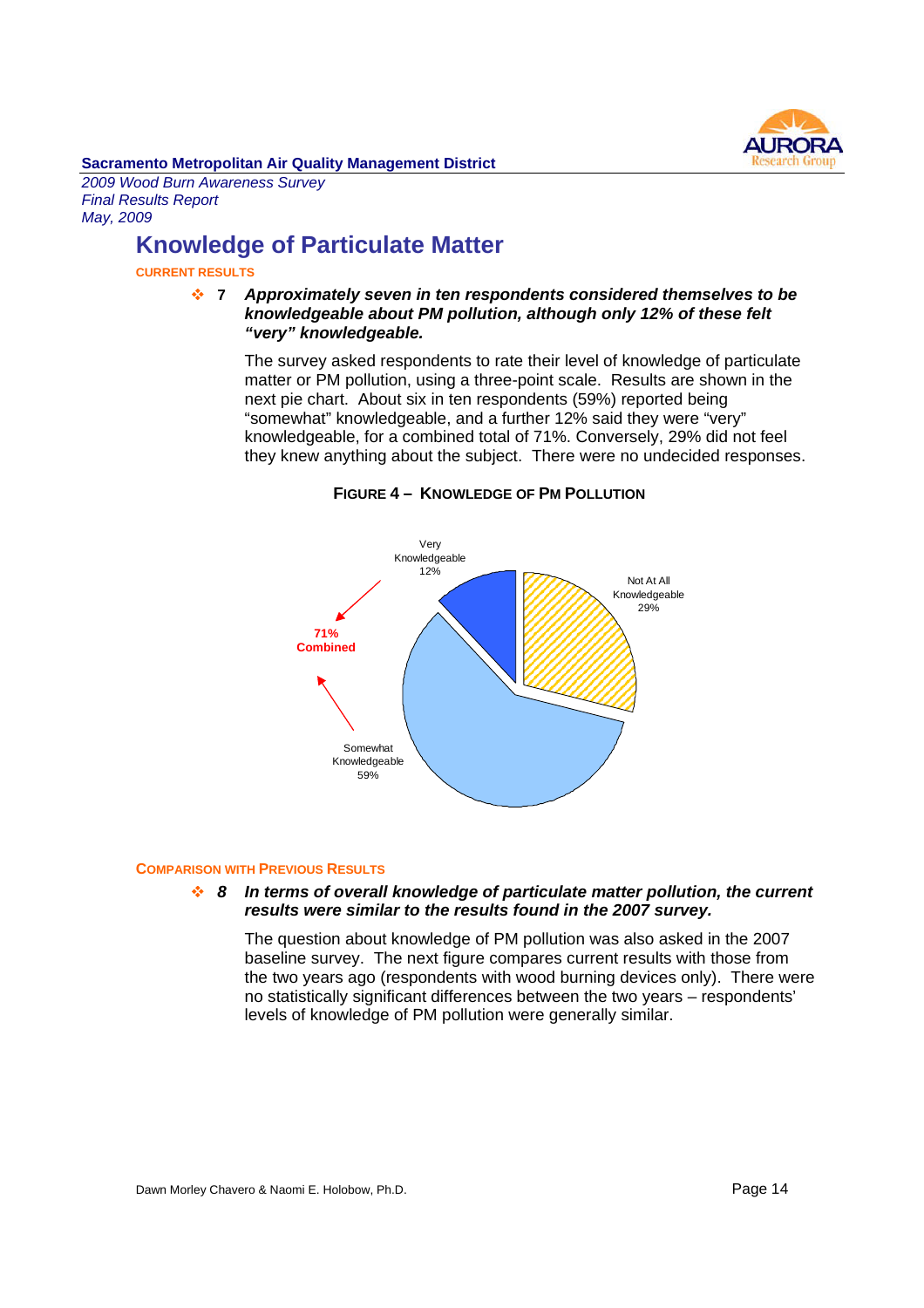## Knowledge of Particulate Matter

**CURRENT RESULTS**

❖ **7** ***Approximately seven in ten respondents considered themselves to be knowledgeable about PM pollution, although only 12% of these felt "very" knowledgeable.***

The survey asked respondents to rate their level of knowledge of particulate matter or PM pollution, using a three-point scale. Results are shown in the next pie chart. About six in ten respondents (59%) reported being "somewhat" knowledgeable, and a further 12% said they were "very" knowledgeable, for a combined total of 71%. Conversely, 29% did not feel they knew anything about the subject. There were no undecided responses.

**FIGURE 4 – KNOWLEDGE OF PM POLLUTION**

Very Knowledgeable 12%

Not At All Knowledgeable 29%

Somewhat Knowledgeable 59%

71% Combined

**COMPARISON WITH PREVIOUS RESULTS**

❖ ***8*** ***In terms of overall knowledge of particulate matter pollution, the current results were similar to the results found in the 2007 survey.***

The question about knowledge of PM pollution was also asked in the 2007 baseline survey. The next figure compares current results with those from the two years ago (respondents with wood burning devices only). There were no statistically significant differences between the two years – respondents' levels of knowledge of PM pollution were generally similar.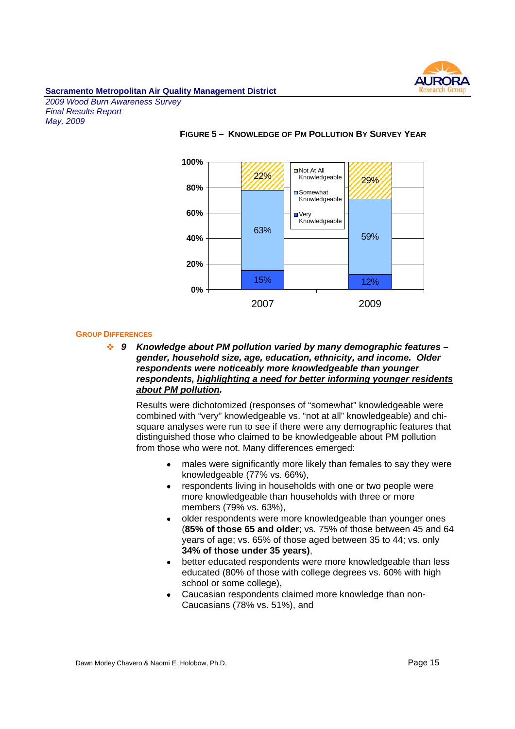**Figure 5 – Knowledge of PM Pollution By Survey Year**

| | 2007 | 2009 |
|---|---|---|
| Not At All Knowledgeable | 22% | 29% |
| Somewhat Knowledgeable | 63% | 59% |
| Very Knowledgeable | 15% | 12% |

### Group Differences

❖ *9* ***Knowledge about PM pollution varied by many demographic features – gender, household size, age, education, ethnicity, and income. Older respondents were noticeably more knowledgeable than younger respondents, <u>highlighting a need for better informing younger residents about PM pollution</u>.***

Results were dichotomized (responses of "somewhat" knowledgeable were combined with "very" knowledgeable vs. "not at all" knowledgeable) and chi-square analyses were run to see if there were any demographic features that distinguished those who claimed to be knowledgeable about PM pollution from those who were not. Many differences emerged:

- males were significantly more likely than females to say they were knowledgeable (77% vs. 66%),
- respondents living in households with one or two people were more knowledgeable than households with three or more members (79% vs. 63%),
- older respondents were more knowledgeable than younger ones (**85% of those 65 and older**; vs. 75% of those between 45 and 64 years of age; vs. 65% of those aged between 35 to 44; vs. only **34% of those under 35 years)**,
- better educated respondents were more knowledgeable than less educated (80% of those with college degrees vs. 60% with high school or some college),
- Caucasian respondents claimed more knowledge than non-Caucasians (78% vs. 51%), and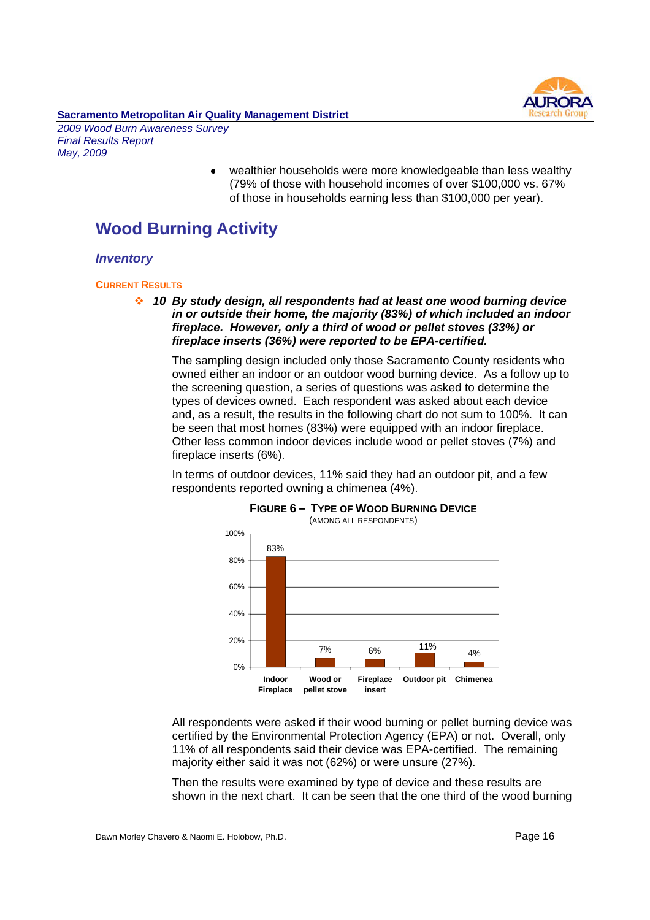- wealthier households were more knowledgeable than less wealthy (79% of those with household incomes of over $100,000 vs. 67% of those in households earning less than $100,000 per year).

# Wood Burning Activity

## Inventory

### CURRENT RESULTS

❖ ***10 By study design, all respondents had at least one wood burning device in or outside their home, the majority (83%) of which included an indoor fireplace. However, only a third of wood or pellet stoves (33%) or fireplace inserts (36%) were reported to be EPA-certified.***

The sampling design included only those Sacramento County residents who owned either an indoor or an outdoor wood burning device. As a follow up to the screening question, a series of questions was asked to determine the types of devices owned. Each respondent was asked about each device and, as a result, the results in the following chart do not sum to 100%. It can be seen that most homes (83%) were equipped with an indoor fireplace. Other less common indoor devices include wood or pellet stoves (7%) and fireplace inserts (6%).

In terms of outdoor devices, 11% said they had an outdoor pit, and a few respondents reported owning a chimenea (4%).

**FIGURE 6 – TYPE OF WOOD BURNING DEVICE**
(AMONG ALL RESPONDENTS)

| Device | Percent |
|---|---|
| Indoor Fireplace | 83% |
| Wood or pellet stove | 7% |
| Fireplace insert | 6% |
| Outdoor pit | 11% |
| Chimenea | 4% |

All respondents were asked if their wood burning or pellet burning device was certified by the Environmental Protection Agency (EPA) or not. Overall, only 11% of all respondents said their device was EPA-certified. The remaining majority either said it was not (62%) or were unsure (27%).

Then the results were examined by type of device and these results are shown in the next chart. It can be seen that the one third of the wood burning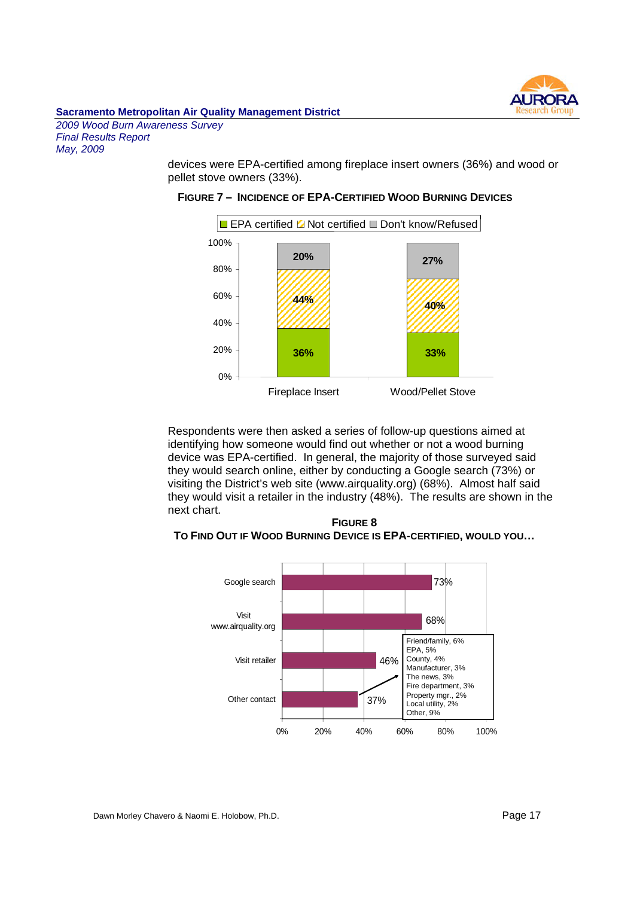devices were EPA-certified among fireplace insert owners (36%) and wood or pellet stove owners (33%).

**FIGURE 7 – INCIDENCE OF EPA-CERTIFIED WOOD BURNING DEVICES**

| | EPA certified | Not certified | Don't know/Refused |
|---|---|---|---|
| Fireplace Insert | 36% | 44% | 20% |
| Wood/Pellet Stove | 33% | 40% | 27% |

Respondents were then asked a series of follow-up questions aimed at identifying how someone would find out whether or not a wood burning device was EPA-certified. In general, the majority of those surveyed said they would search online, either by conducting a Google search (73%) or visiting the District's web site (www.airquality.org) (68%). Almost half said they would visit a retailer in the industry (48%). The results are shown in the next chart.

**FIGURE 8**
**TO FIND OUT IF WOOD BURNING DEVICE IS EPA-CERTIFIED, WOULD YOU…**

| | % |
|---|---|
| Google search | 73% |
| Visit www.airquality.org | 68% |
| Visit retailer | 46% |
| Other contact | 37% |

Other contact: Friend/family, 6%; EPA, 5%; County, 4%; Manufacturer, 3%; The news, 3%; Fire department, 3%; Property mgr., 2%; Local utility, 2%; Other, 9%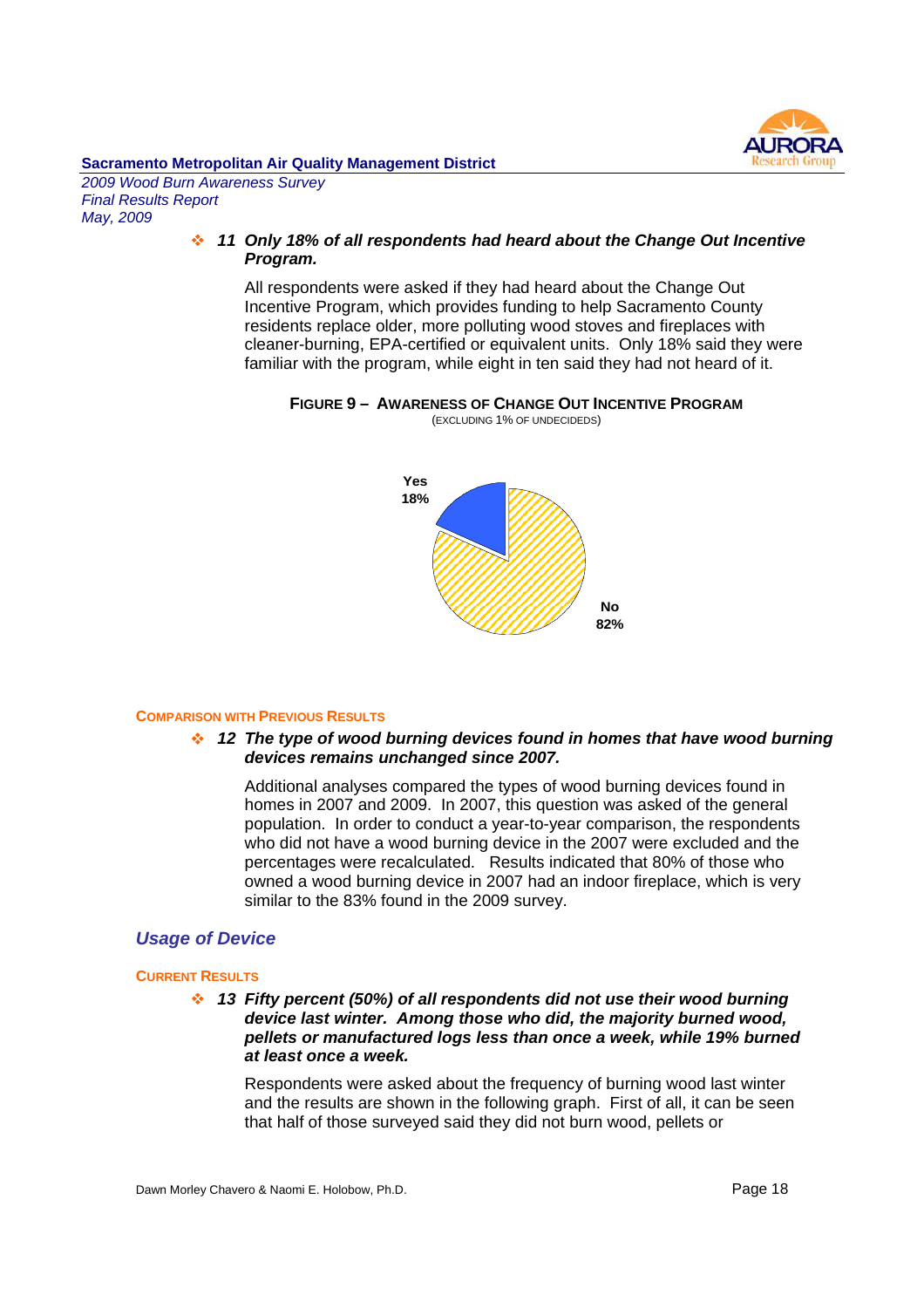- ***11 Only 18% of all respondents had heard about the Change Out Incentive Program.***

  All respondents were asked if they had heard about the Change Out Incentive Program, which provides funding to help Sacramento County residents replace older, more polluting wood stoves and fireplaces with cleaner-burning, EPA-certified or equivalent units. Only 18% said they were familiar with the program, while eight in ten said they had not heard of it.

**FIGURE 9 – AWARENESS OF CHANGE OUT INCENTIVE PROGRAM**
(EXCLUDING 1% OF UNDECIDEDS)

Yes 18%

No 82%

**COMPARISON WITH PREVIOUS RESULTS**

- ***12 The type of wood burning devices found in homes that have wood burning devices remains unchanged since 2007.***

  Additional analyses compared the types of wood burning devices found in homes in 2007 and 2009. In 2007, this question was asked of the general population. In order to conduct a year-to-year comparison, the respondents who did not have a wood burning device in the 2007 were excluded and the percentages were recalculated. Results indicated that 80% of those who owned a wood burning device in 2007 had an indoor fireplace, which is very similar to the 83% found in the 2009 survey.

## *Usage of Device*

**CURRENT RESULTS**

- ***13 Fifty percent (50%) of all respondents did not use their wood burning device last winter. Among those who did, the majority burned wood, pellets or manufactured logs less than once a week, while 19% burned at least once a week.***

  Respondents were asked about the frequency of burning wood last winter and the results are shown in the following graph. First of all, it can be seen that half of those surveyed said they did not burn wood, pellets or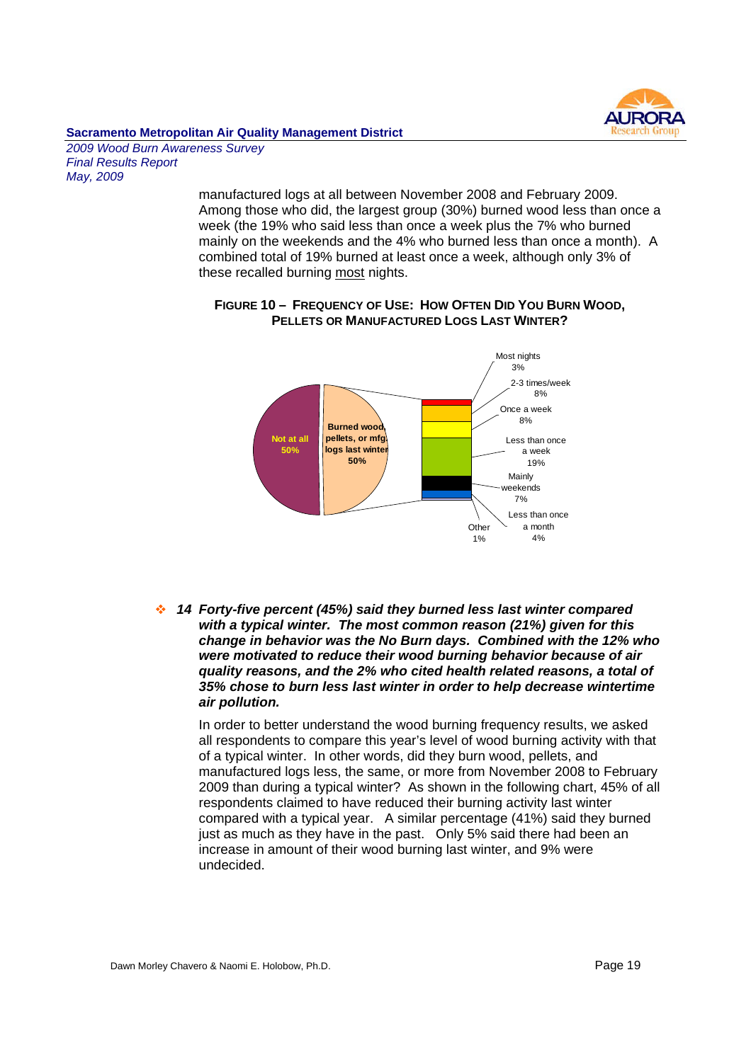manufactured logs at all between November 2008 and February 2009. Among those who did, the largest group (30%) burned wood less than once a week (the 19% who said less than once a week plus the 7% who burned mainly on the weekends and the 4% who burned less than once a month). A combined total of 19% burned at least once a week, although only 3% of these recalled burning most nights.

**FIGURE 10 – FREQUENCY OF USE: HOW OFTEN DID YOU BURN WOOD, PELLETS OR MANUFACTURED LOGS LAST WINTER?**

| Response | Percent |
|---|---|
| Not at all | 50% |
| Burned wood, pellets, or mfg. logs last winter | 50% |
| Most nights | 3% |
| 2-3 times/week | 8% |
| Once a week | 8% |
| Less than once a week | 19% |
| Mainly weekends | 7% |
| Less than once a month | 4% |
| Other | 1% |

- ***14 Forty-five percent (45%) said they burned less last winter compared with a typical winter. The most common reason (21%) given for this change in behavior was the No Burn days. Combined with the 12% who were motivated to reduce their wood burning behavior because of air quality reasons, and the 2% who cited health related reasons, a total of 35% chose to burn less last winter in order to help decrease wintertime air pollution.***

In order to better understand the wood burning frequency results, we asked all respondents to compare this year's level of wood burning activity with that of a typical winter. In other words, did they burn wood, pellets, and manufactured logs less, the same, or more from November 2008 to February 2009 than during a typical winter? As shown in the following chart, 45% of all respondents claimed to have reduced their burning activity last winter compared with a typical year. A similar percentage (41%) said they burned just as much as they have in the past. Only 5% said there had been an increase in amount of their wood burning last winter, and 9% were undecided.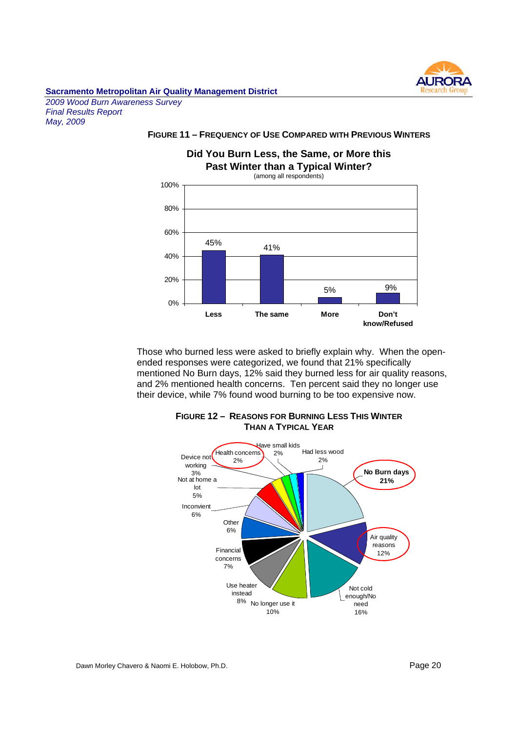**FIGURE 11 – FREQUENCY OF USE COMPARED WITH PREVIOUS WINTERS**

**Did You Burn Less, the Same, or More this Past Winter than a Typical Winter?**
(among all respondents)

| Response | Percent |
|---|---|
| Less | 45% |
| The same | 41% |
| More | 5% |
| Don't know/Refused | 9% |

Those who burned less were asked to briefly explain why. When the open-ended responses were categorized, we found that 21% specifically mentioned No Burn days, 12% said they burned less for air quality reasons, and 2% mentioned health concerns. Ten percent said they no longer use their device, while 7% found wood burning to be too expensive now.

**FIGURE 12 – REASONS FOR BURNING LESS THIS WINTER THAN A TYPICAL YEAR**

| Reason | Percent |
|---|---|
| No Burn days | 21% |
| Air quality reasons | 12% |
| Not cold enough/No need | 16% |
| No longer use it | 10% |
| Use heater instead | 8% |
| Financial concerns | 7% |
| Other | 6% |
| Inconvient | 6% |
| Not at home a lot | 5% |
| Device not working | 3% |
| Health concerns | 2% |
| Have small kids | 2% |
| Had less wood | 2% |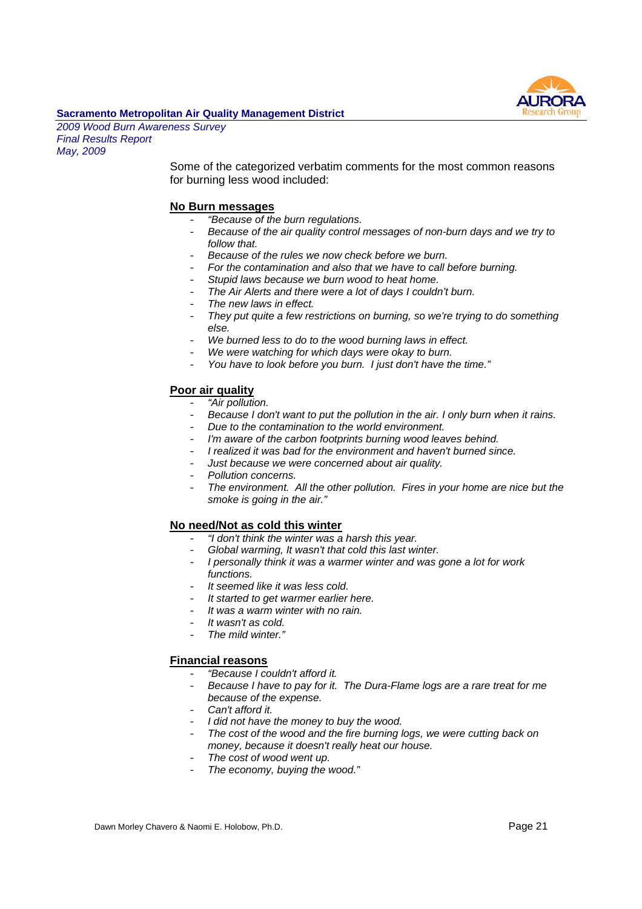Some of the categorized verbatim comments for the most common reasons for burning less wood included:

**No Burn messages**

- *"Because of the burn regulations.*
- *Because of the air quality control messages of non-burn days and we try to follow that.*
- *Because of the rules we now check before we burn.*
- *For the contamination and also that we have to call before burning.*
- *Stupid laws because we burn wood to heat home.*
- *The Air Alerts and there were a lot of days I couldn't burn.*
- *The new laws in effect.*
- *They put quite a few restrictions on burning, so we're trying to do something else.*
- *We burned less to do to the wood burning laws in effect.*
- *We were watching for which days were okay to burn.*
- *You have to look before you burn. I just don't have the time."*

**Poor air quality**

- *"Air pollution.*
- *Because I don't want to put the pollution in the air. I only burn when it rains.*
- *Due to the contamination to the world environment.*
- *I'm aware of the carbon footprints burning wood leaves behind.*
- *I realized it was bad for the environment and haven't burned since.*
- *Just because we were concerned about air quality.*
- *Pollution concerns.*
- *The environment. All the other pollution. Fires in your home are nice but the smoke is going in the air."*

**No need/Not as cold this winter**

- *"I don't think the winter was a harsh this year.*
- *Global warming, It wasn't that cold this last winter.*
- *I personally think it was a warmer winter and was gone a lot for work functions.*
- *It seemed like it was less cold.*
- *It started to get warmer earlier here.*
- *It was a warm winter with no rain.*
- *It wasn't as cold.*
- *The mild winter."*

**Financial reasons**

- *"Because I couldn't afford it.*
- *Because I have to pay for it. The Dura-Flame logs are a rare treat for me because of the expense.*
- *Can't afford it.*
- *I did not have the money to buy the wood.*
- *The cost of the wood and the fire burning logs, we were cutting back on money, because it doesn't really heat our house.*
- *The cost of wood went up.*
- *The economy, buying the wood."*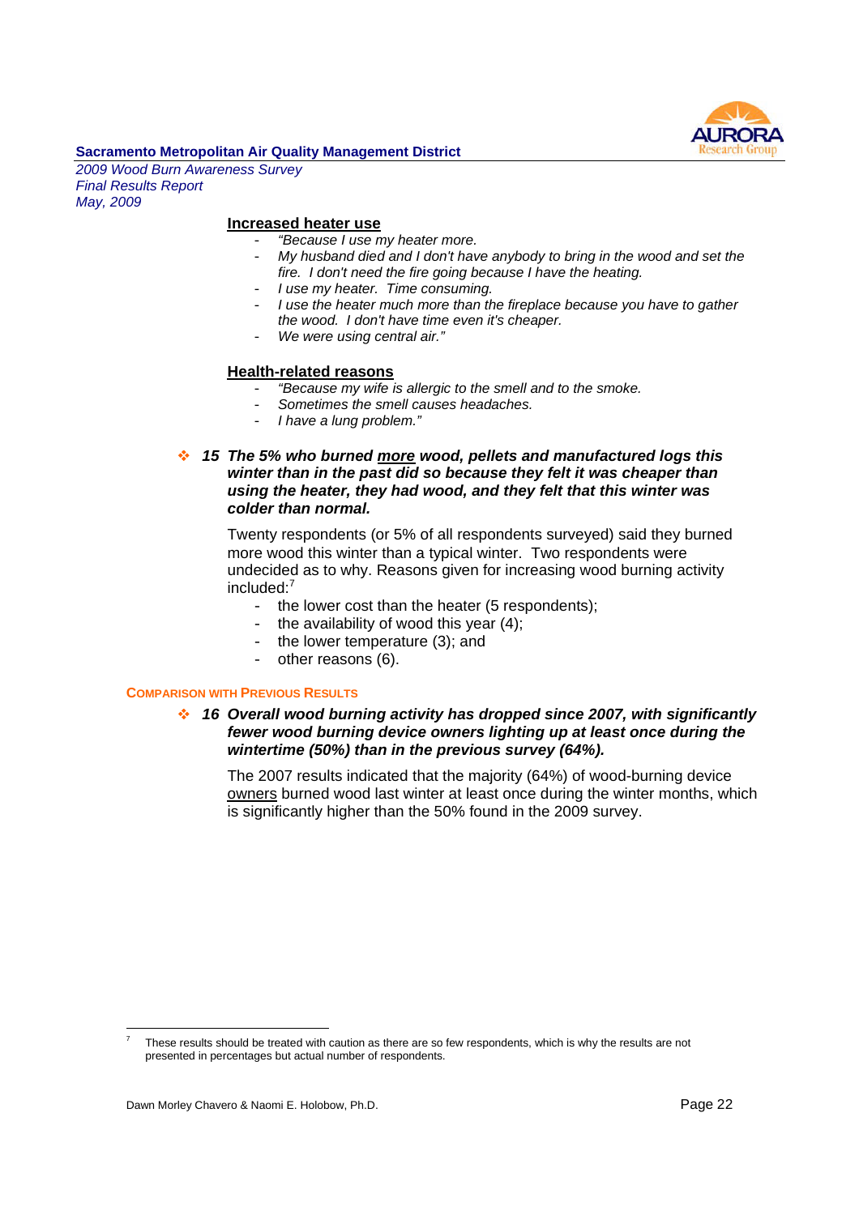**Increased heater use**

- *"Because I use my heater more.*
- *My husband died and I don't have anybody to bring in the wood and set the fire. I don't need the fire going because I have the heating.*
- *I use my heater. Time consuming.*
- *I use the heater much more than the fireplace because you have to gather the wood. I don't have time even it's cheaper.*
- *We were using central air."*

**Health-related reasons**

- *"Because my wife is allergic to the smell and to the smoke.*
- *Sometimes the smell causes headaches.*
- *I have a lung problem."*

❖ ***15 The 5% who burned more wood, pellets and manufactured logs this winter than in the past did so because they felt it was cheaper than using the heater, they had wood, and they felt that this winter was colder than normal.***

Twenty respondents (or 5% of all respondents surveyed) said they burned more wood this winter than a typical winter. Two respondents were undecided as to why. Reasons given for increasing wood burning activity included:[7]

- the lower cost than the heater (5 respondents);
- the availability of wood this year (4);
- the lower temperature (3); and
- other reasons (6).

### COMPARISON WITH PREVIOUS RESULTS

❖ ***16 Overall wood burning activity has dropped since 2007, with significantly fewer wood burning device owners lighting up at least once during the wintertime (50%) than in the previous survey (64%).***

The 2007 results indicated that the majority (64%) of wood-burning device owners burned wood last winter at least once during the winter months, which is significantly higher than the 50% found in the 2009 survey.

---

[7] These results should be treated with caution as there are so few respondents, which is why the results are not presented in percentages but actual number of respondents.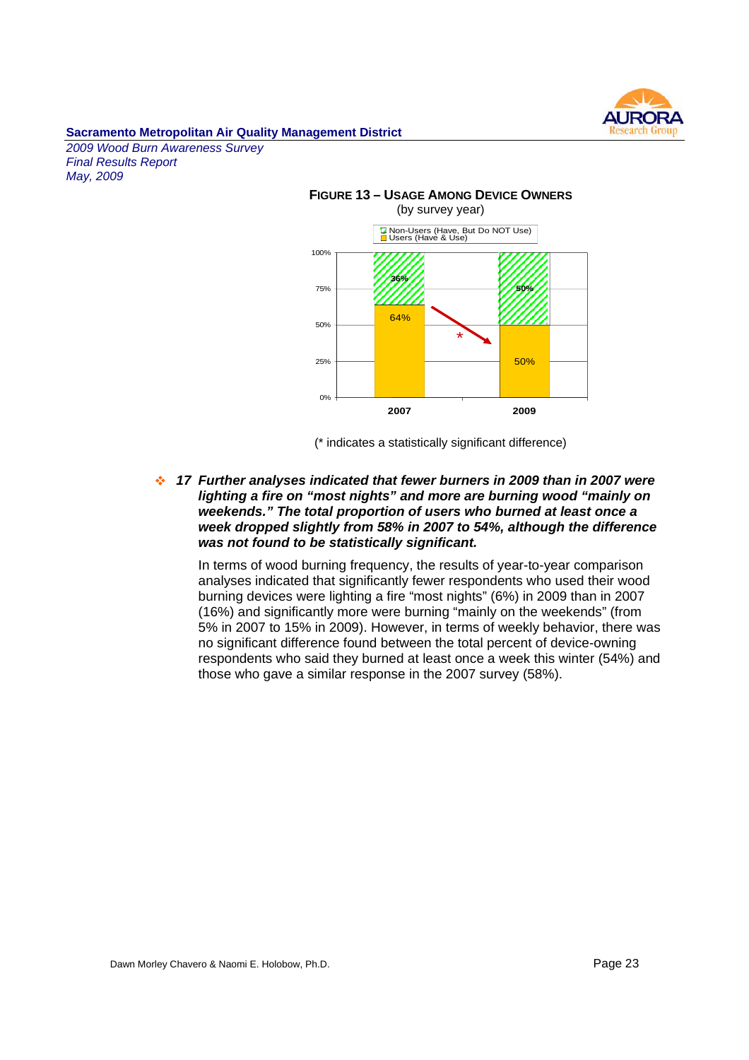**FIGURE 13 – USAGE AMONG DEVICE OWNERS**
(by survey year)

| | 2007 | 2009 |
|---|---|---|
| Non-Users (Have, But Do NOT Use) | 36% | 50% |
| Users (Have & Use) | 64% | 50% |

(* indicates a statistically significant difference)

- ***17 Further analyses indicated that fewer burners in 2009 than in 2007 were lighting a fire on "most nights" and more are burning wood "mainly on weekends." The total proportion of users who burned at least once a week dropped slightly from 58% in 2007 to 54%, although the difference was not found to be statistically significant.***

  In terms of wood burning frequency, the results of year-to-year comparison analyses indicated that significantly fewer respondents who used their wood burning devices were lighting a fire "most nights" (6%) in 2009 than in 2007 (16%) and significantly more were burning "mainly on the weekends" (from 5% in 2007 to 15% in 2009). However, in terms of weekly behavior, there was no significant difference found between the total percent of device-owning respondents who said they burned at least once a week this winter (54%) and those who gave a similar response in the 2007 survey (58%).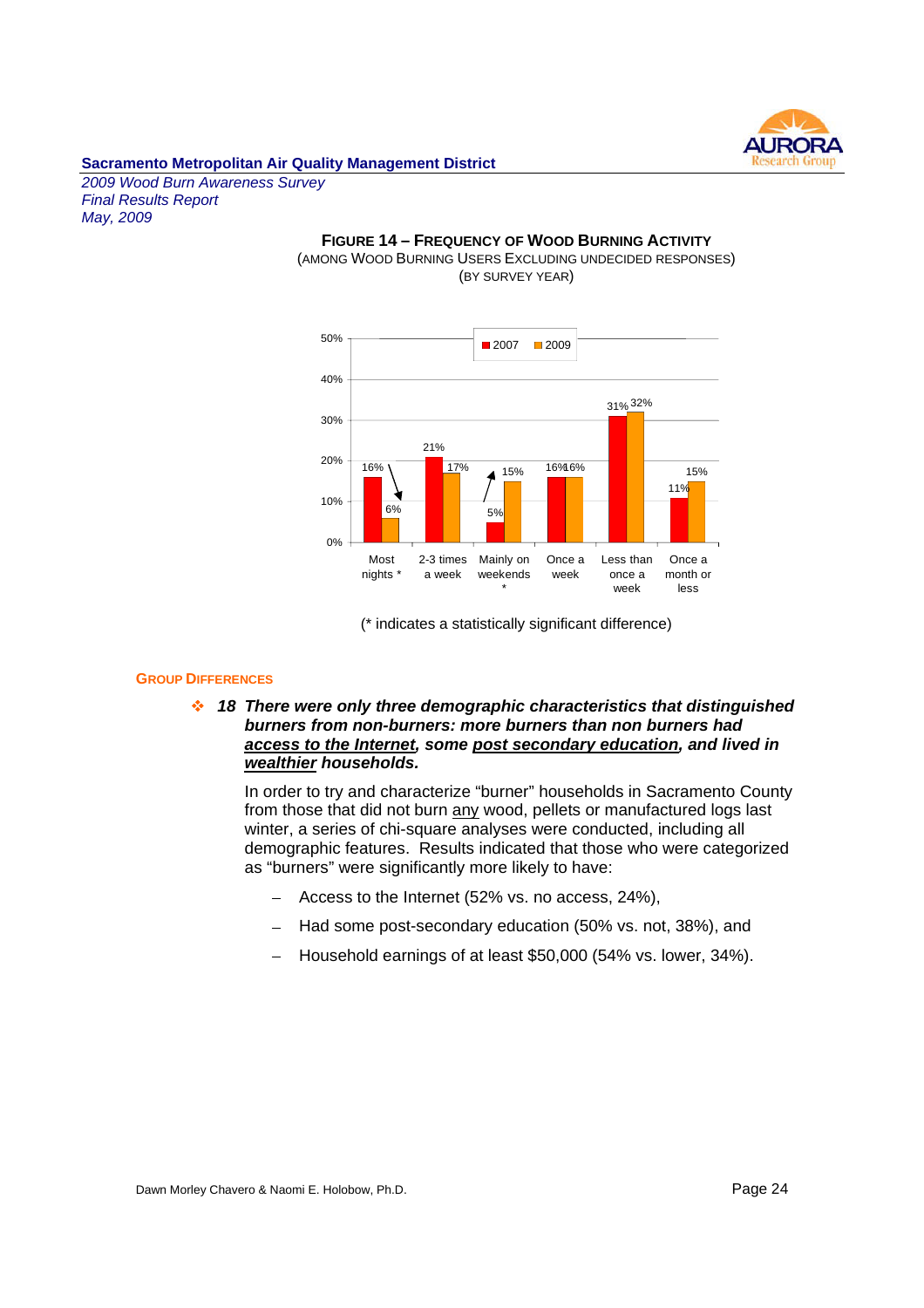**Figure 14 – Frequency of Wood Burning Activity**
(Among Wood Burning Users Excluding Undecided Responses)
(By Survey Year)

| | 2007 | 2009 |
|---|---|---|
| Most nights * | 16% | 6% |
| 2-3 times a week | 21% | 17% |
| Mainly on weekends * | 5% | 15% |
| Once a week | 16% | 16% |
| Less than once a week | 31% | 32% |
| Once a month or less | 11% | 15% |

(* indicates a statistically significant difference)

## Group Differences

- ***18 There were only three demographic characteristics that distinguished burners from non-burners: more burners than non burners had access to the Internet, some post secondary education, and lived in wealthier households.***

  In order to try and characterize "burner" households in Sacramento County from those that did not burn any wood, pellets or manufactured logs last winter, a series of chi-square analyses were conducted, including all demographic features. Results indicated that those who were categorized as "burners" were significantly more likely to have:

  - Access to the Internet (52% vs. no access, 24%),
  - Had some post-secondary education (50% vs. not, 38%), and
  - Household earnings of at least $50,000 (54% vs. lower, 34%).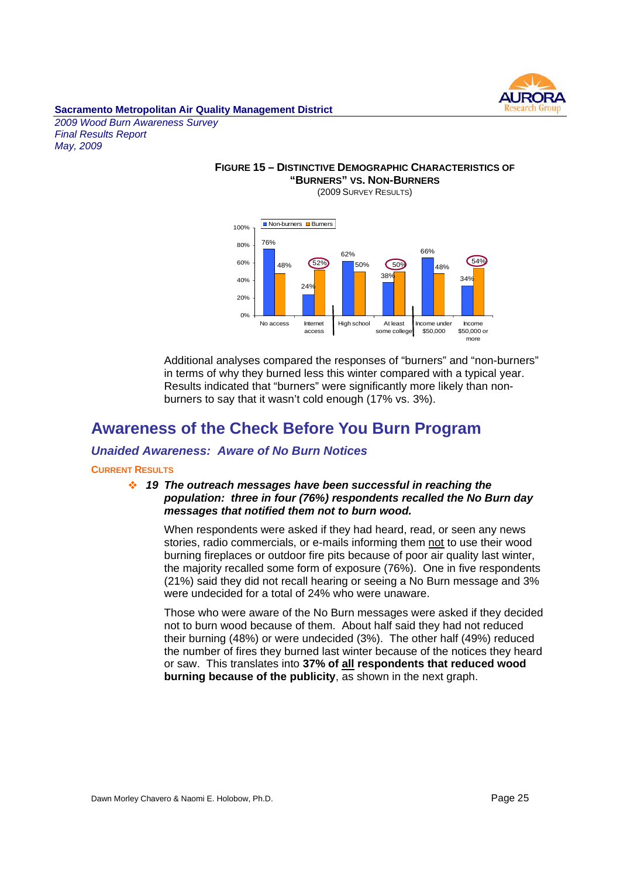**FIGURE 15 – DISTINCTIVE DEMOGRAPHIC CHARACTERISTICS OF "BURNERS" VS. NON-BURNERS**
(2009 SURVEY RESULTS)

| | Non-burners | Burners |
|---|---|---|
| No access | 76% | 48% |
| Internet access | 24% | 52% |
| High school | 62% | 50% |
| At least some college | 38% | 50% |
| Income under $50,000 | 66% | 48% |
| Income $50,000 or more | 34% | 54% |

Additional analyses compared the responses of "burners" and "non-burners" in terms of why they burned less this winter compared with a typical year. Results indicated that "burners" were significantly more likely than non-burners to say that it wasn't cold enough (17% vs. 3%).

## Awareness of the Check Before You Burn Program

### *Unaided Awareness: Aware of No Burn Notices*

#### CURRENT RESULTS

- ***19 The outreach messages have been successful in reaching the population: three in four (76%) respondents recalled the No Burn day messages that notified them not to burn wood.***

When respondents were asked if they had heard, read, or seen any news stories, radio commercials, or e-mails informing them not to use their wood burning fireplaces or outdoor fire pits because of poor air quality last winter, the majority recalled some form of exposure (76%). One in five respondents (21%) said they did not recall hearing or seeing a No Burn message and 3% were undecided for a total of 24% who were unaware.

Those who were aware of the No Burn messages were asked if they decided not to burn wood because of them. About half said they had not reduced their burning (48%) or were undecided (3%). The other half (49%) reduced the number of fires they burned last winter because of the notices they heard or saw. This translates into **37% of all respondents that reduced wood burning because of the publicity**, as shown in the next graph.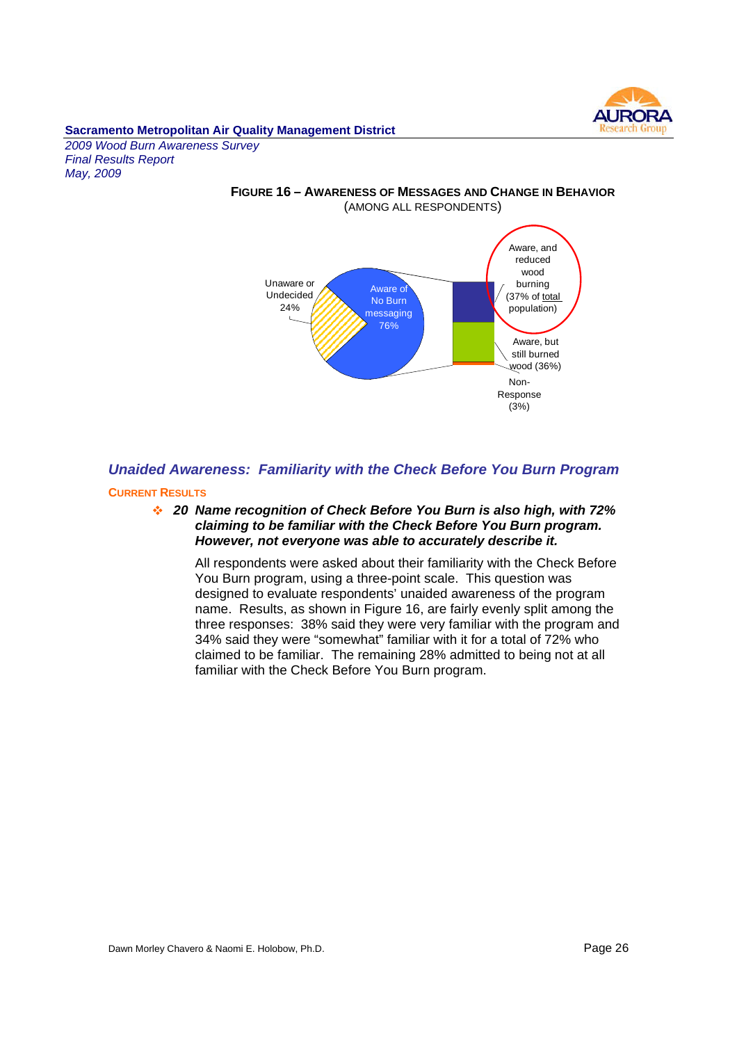**FIGURE 16 – AWARENESS OF MESSAGES AND CHANGE IN BEHAVIOR**
(AMONG ALL RESPONDENTS)

Unaware or Undecided 24%

Aware of No Burn messaging 76%

Aware, and reduced wood burning (37% of total population)

Aware, but still burned wood (36%)

Non-Response (3%)

## *Unaided Awareness: Familiarity with the Check Before You Burn Program*

### CURRENT RESULTS

- ***20 Name recognition of Check Before You Burn is also high, with 72% claiming to be familiar with the Check Before You Burn program. However, not everyone was able to accurately describe it.***

  All respondents were asked about their familiarity with the Check Before You Burn program, using a three-point scale. This question was designed to evaluate respondents' unaided awareness of the program name. Results, as shown in Figure 16, are fairly evenly split among the three responses: 38% said they were very familiar with the program and 34% said they were "somewhat" familiar with it for a total of 72% who claimed to be familiar. The remaining 28% admitted to being not at all familiar with the Check Before You Burn program.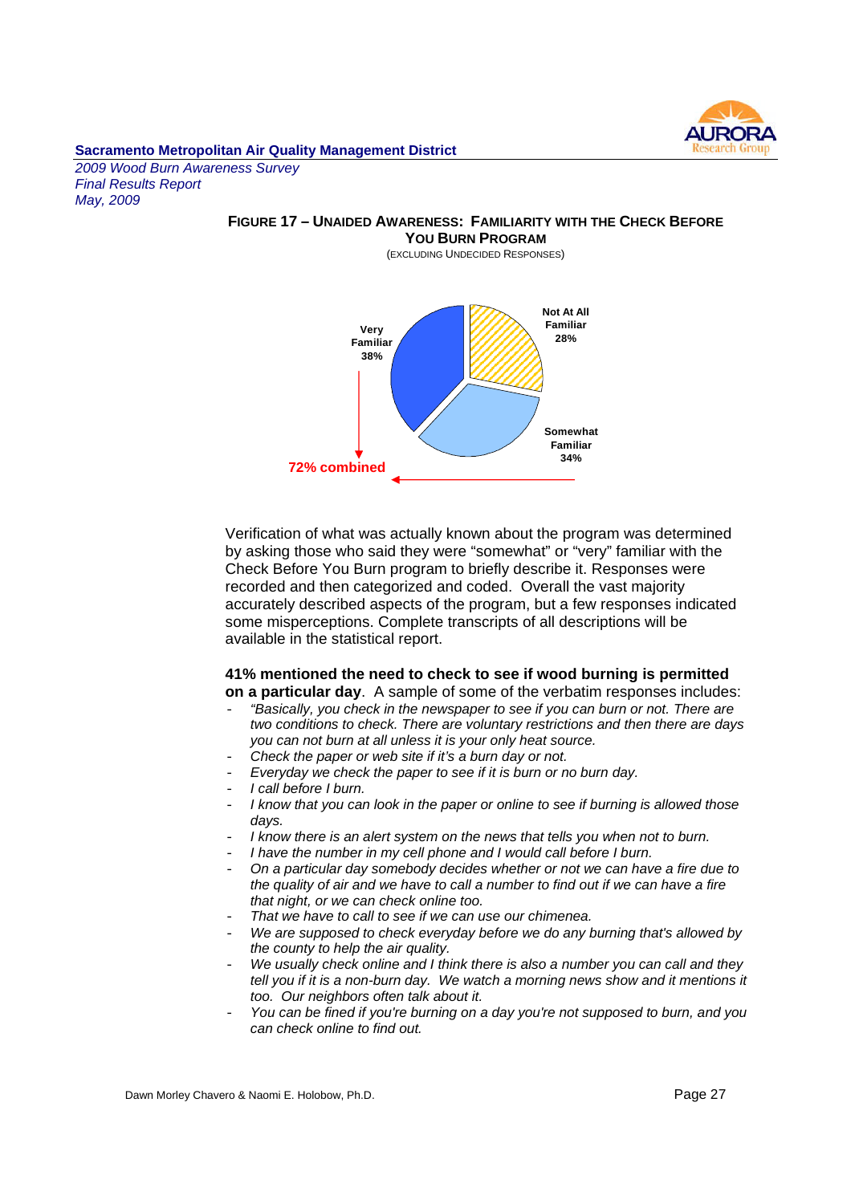**FIGURE 17 – UNAIDED AWARENESS: FAMILIARITY WITH THE CHECK BEFORE YOU BURN PROGRAM**
(EXCLUDING UNDECIDED RESPONSES)

Very Familiar 38%
Not At All Familiar 28%
Somewhat Familiar 34%
72% combined

Verification of what was actually known about the program was determined by asking those who said they were "somewhat" or "very" familiar with the Check Before You Burn program to briefly describe it. Responses were recorded and then categorized and coded. Overall the vast majority accurately described aspects of the program, but a few responses indicated some misperceptions. Complete transcripts of all descriptions will be available in the statistical report.

**41% mentioned the need to check to see if wood burning is permitted on a particular day**. A sample of some of the verbatim responses includes:

- *"Basically, you check in the newspaper to see if you can burn or not. There are two conditions to check. There are voluntary restrictions and then there are days you can not burn at all unless it is your only heat source.*
- *Check the paper or web site if it's a burn day or not.*
- *Everyday we check the paper to see if it is burn or no burn day.*
- *I call before I burn.*
- *I know that you can look in the paper or online to see if burning is allowed those days.*
- *I know there is an alert system on the news that tells you when not to burn.*
- *I have the number in my cell phone and I would call before I burn.*
- *On a particular day somebody decides whether or not we can have a fire due to the quality of air and we have to call a number to find out if we can have a fire that night, or we can check online too.*
- *That we have to call to see if we can use our chimenea.*
- *We are supposed to check everyday before we do any burning that's allowed by the county to help the air quality.*
- *We usually check online and I think there is also a number you can call and they tell you if it is a non-burn day. We watch a morning news show and it mentions it too. Our neighbors often talk about it.*
- *You can be fined if you're burning on a day you're not supposed to burn, and you can check online to find out.*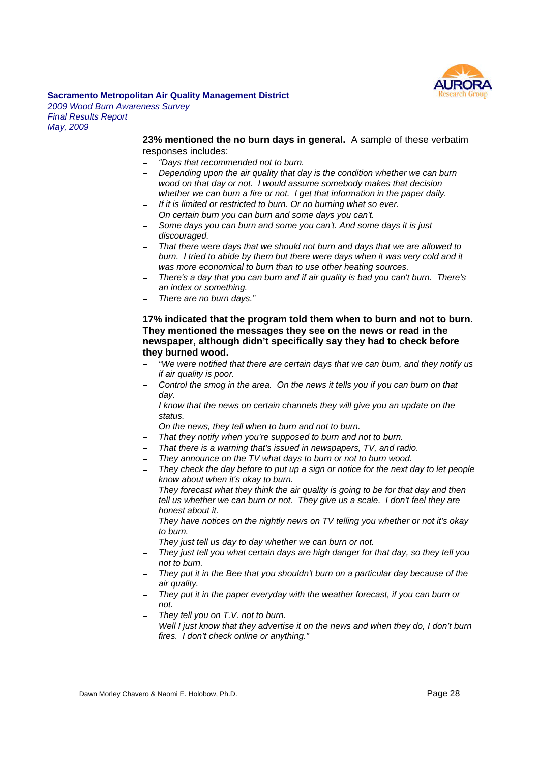**23% mentioned the no burn days in general.** A sample of these verbatim responses includes:

- *"Days that recommended not to burn.*
- *Depending upon the air quality that day is the condition whether we can burn wood on that day or not. I would assume somebody makes that decision whether we can burn a fire or not. I get that information in the paper daily.*
- *If it is limited or restricted to burn. Or no burning what so ever.*
- *On certain burn you can burn and some days you can't.*
- *Some days you can burn and some you can't. And some days it is just discouraged.*
- *That there were days that we should not burn and days that we are allowed to burn. I tried to abide by them but there were days when it was very cold and it was more economical to burn than to use other heating sources.*
- *There's a day that you can burn and if air quality is bad you can't burn. There's an index or something.*
- *There are no burn days."*

**17% indicated that the program told them when to burn and not to burn. They mentioned the messages they see on the news or read in the newspaper, although didn't specifically say they had to check before they burned wood.**

- *"We were notified that there are certain days that we can burn, and they notify us if air quality is poor.*
- *Control the smog in the area. On the news it tells you if you can burn on that day.*
- *I know that the news on certain channels they will give you an update on the status.*
- *On the news, they tell when to burn and not to burn.*
- *That they notify when you're supposed to burn and not to burn.*
- *That there is a warning that's issued in newspapers, TV, and radio.*
- *They announce on the TV what days to burn or not to burn wood.*
- *They check the day before to put up a sign or notice for the next day to let people know about when it's okay to burn.*
- *They forecast what they think the air quality is going to be for that day and then tell us whether we can burn or not. They give us a scale. I don't feel they are honest about it.*
- *They have notices on the nightly news on TV telling you whether or not it's okay to burn.*
- *They just tell us day to day whether we can burn or not.*
- *They just tell you what certain days are high danger for that day, so they tell you not to burn.*
- *They put it in the Bee that you shouldn't burn on a particular day because of the air quality.*
- *They put it in the paper everyday with the weather forecast, if you can burn or not.*
- *They tell you on T.V. not to burn.*
- *Well I just know that they advertise it on the news and when they do, I don't burn fires. I don't check online or anything."*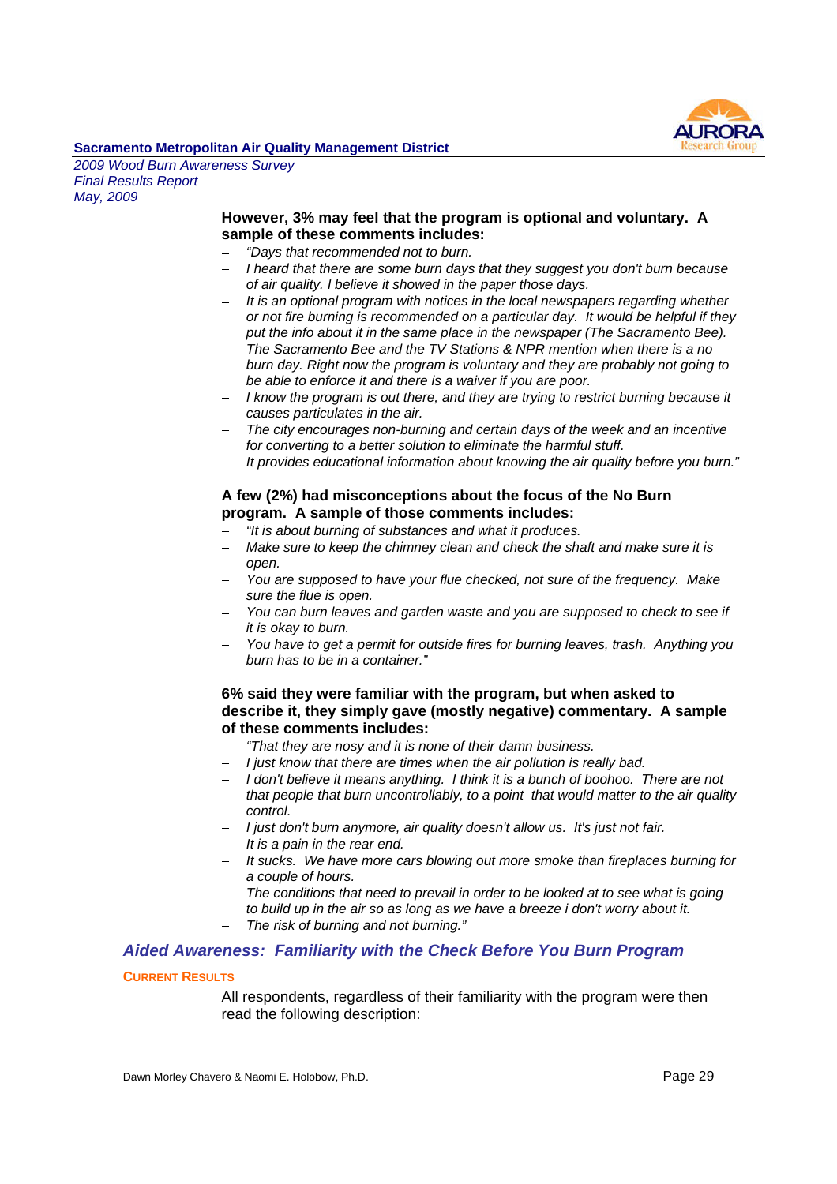**However, 3% may feel that the program is optional and voluntary. A sample of these comments includes:**

- *"Days that recommended not to burn.*
- *I heard that there are some burn days that they suggest you don't burn because of air quality. I believe it showed in the paper those days.*
- *It is an optional program with notices in the local newspapers regarding whether or not fire burning is recommended on a particular day. It would be helpful if they put the info about it in the same place in the newspaper (The Sacramento Bee).*
- *The Sacramento Bee and the TV Stations & NPR mention when there is a no burn day. Right now the program is voluntary and they are probably not going to be able to enforce it and there is a waiver if you are poor.*
- *I know the program is out there, and they are trying to restrict burning because it causes particulates in the air.*
- *The city encourages non-burning and certain days of the week and an incentive for converting to a better solution to eliminate the harmful stuff.*
- *It provides educational information about knowing the air quality before you burn."*

**A few (2%) had misconceptions about the focus of the No Burn program. A sample of those comments includes:**

- *"It is about burning of substances and what it produces.*
- *Make sure to keep the chimney clean and check the shaft and make sure it is open.*
- *You are supposed to have your flue checked, not sure of the frequency. Make sure the flue is open.*
- *You can burn leaves and garden waste and you are supposed to check to see if it is okay to burn.*
- *You have to get a permit for outside fires for burning leaves, trash. Anything you burn has to be in a container."*

**6% said they were familiar with the program, but when asked to describe it, they simply gave (mostly negative) commentary. A sample of these comments includes:**

- *"That they are nosy and it is none of their damn business.*
- *I just know that there are times when the air pollution is really bad.*
- *I don't believe it means anything. I think it is a bunch of boohoo. There are not that people that burn uncontrollably, to a point that would matter to the air quality control.*
- *I just don't burn anymore, air quality doesn't allow us. It's just not fair.*
- *It is a pain in the rear end.*
- *It sucks. We have more cars blowing out more smoke than fireplaces burning for a couple of hours.*
- *The conditions that need to prevail in order to be looked at to see what is going to build up in the air so as long as we have a breeze i don't worry about it.*
- *The risk of burning and not burning."*

## *Aided Awareness: Familiarity with the Check Before You Burn Program*

### CURRENT RESULTS

All respondents, regardless of their familiarity with the program were then read the following description: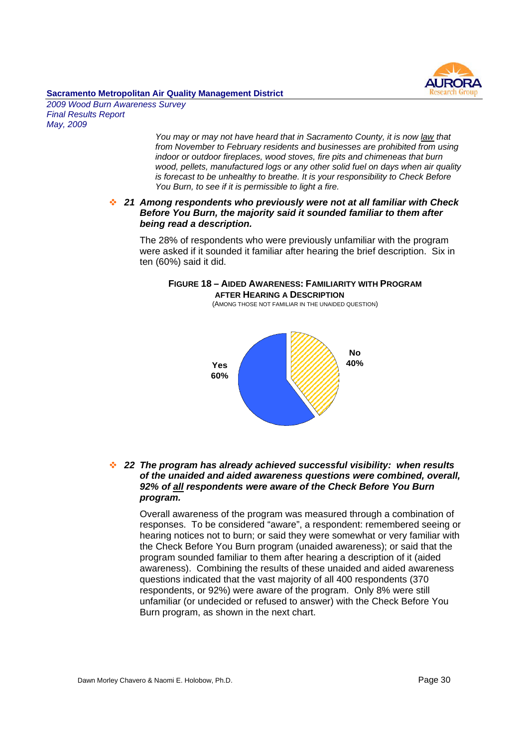*You may or may not have heard that in Sacramento County, it is now law that from November to February residents and businesses are prohibited from using indoor or outdoor fireplaces, wood stoves, fire pits and chimeneas that burn wood, pellets, manufactured logs or any other solid fuel on days when air quality is forecast to be unhealthy to breathe. It is your responsibility to Check Before You Burn, to see if it is permissible to light a fire.*

- ***21 Among respondents who previously were not at all familiar with Check Before You Burn, the majority said it sounded familiar to them after being read a description.***

The 28% of respondents who were previously unfamiliar with the program were asked if it sounded familiar after hearing the brief description. Six in ten (60%) said it did.

**FIGURE 18 – AIDED AWARENESS: FAMILIARITY WITH PROGRAM AFTER HEARING A DESCRIPTION**
(AMONG THOSE NOT FAMILIAR IN THE UNAIDED QUESTION)

Yes 60%
No 40%

- ***22 The program has already achieved successful visibility: when results of the unaided and aided awareness questions were combined, overall, 92% of all respondents were aware of the Check Before You Burn program.***

Overall awareness of the program was measured through a combination of responses. To be considered "aware", a respondent: remembered seeing or hearing notices not to burn; or said they were somewhat or very familiar with the Check Before You Burn program (unaided awareness); or said that the program sounded familiar to them after hearing a description of it (aided awareness). Combining the results of these unaided and aided awareness questions indicated that the vast majority of all 400 respondents (370 respondents, or 92%) were aware of the program. Only 8% were still unfamiliar (or undecided or refused to answer) with the Check Before You Burn program, as shown in the next chart.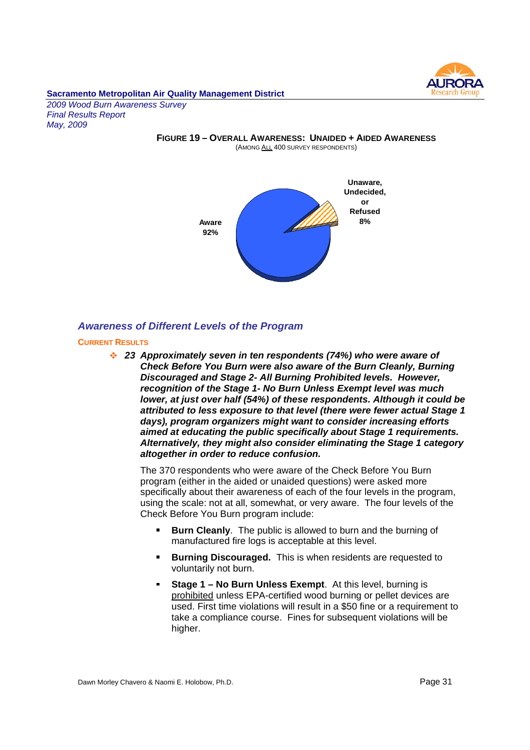**FIGURE 19 – OVERALL AWARENESS: UNAIDED + AIDED AWARENESS**

(AMONG ALL 400 SURVEY RESPONDENTS)

Aware 92%

Unaware, Undecided, or Refused 8%

### *Awareness of Different Levels of the Program*

**CURRENT RESULTS**

❖ ***23 Approximately seven in ten respondents (74%) who were aware of Check Before You Burn were also aware of the Burn Cleanly, Burning Discouraged and Stage 2- All Burning Prohibited levels. However, recognition of the Stage 1- No Burn Unless Exempt level was much lower, at just over half (54%) of these respondents. Although it could be attributed to less exposure to that level (there were fewer actual Stage 1 days), program organizers might want to consider increasing efforts aimed at educating the public specifically about Stage 1 requirements. Alternatively, they might also consider eliminating the Stage 1 category altogether in order to reduce confusion.***

The 370 respondents who were aware of the Check Before You Burn program (either in the aided or unaided questions) were asked more specifically about their awareness of each of the four levels in the program, using the scale: not at all, somewhat, or very aware. The four levels of the Check Before You Burn program include:

- **Burn Cleanly**. The public is allowed to burn and the burning of manufactured fire logs is acceptable at this level.
- **Burning Discouraged.** This is when residents are requested to voluntarily not burn.
- **Stage 1 – No Burn Unless Exempt**. At this level, burning is prohibited unless EPA-certified wood burning or pellet devices are used. First time violations will result in a $50 fine or a requirement to take a compliance course. Fines for subsequent violations will be higher.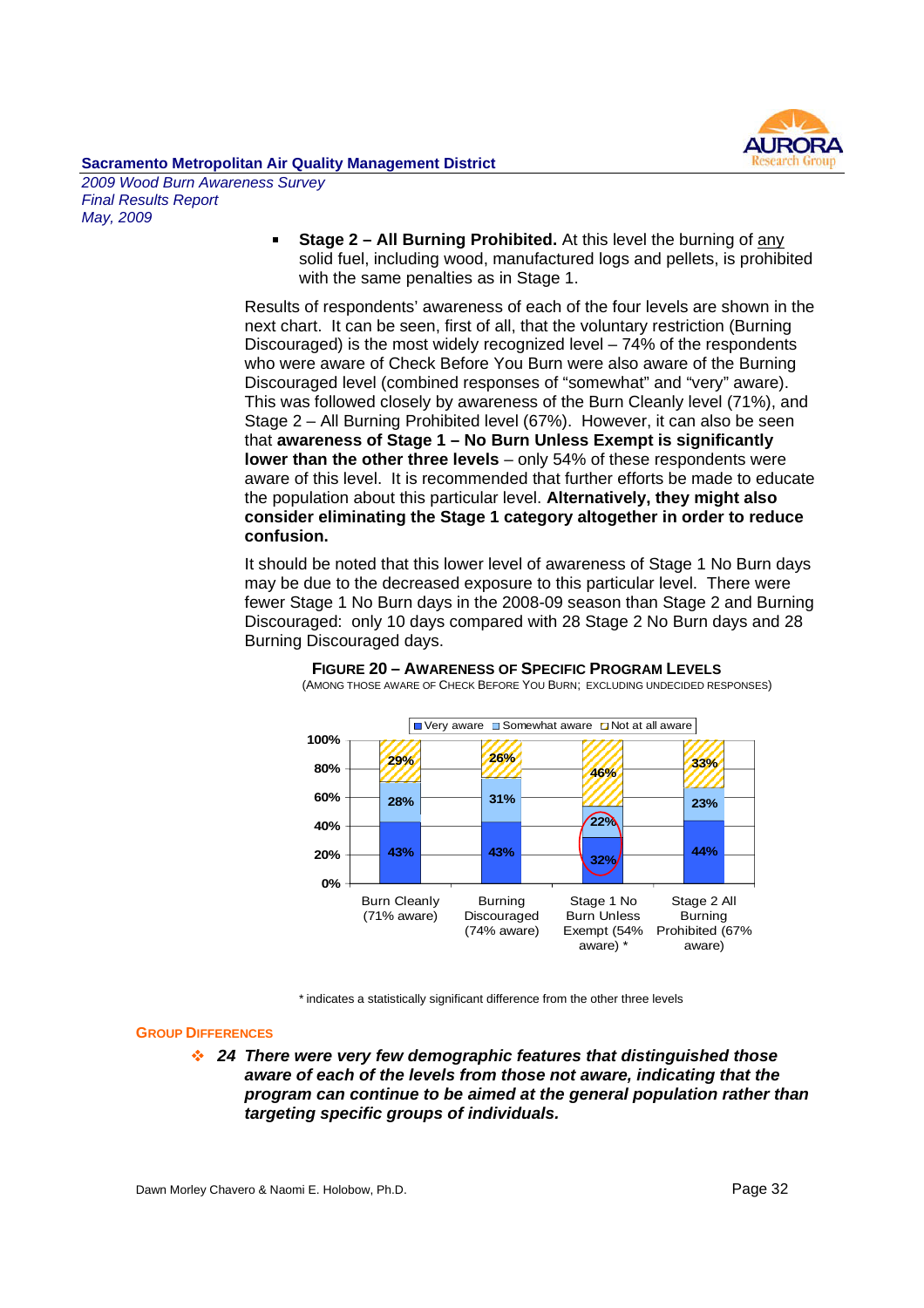- **Stage 2 – All Burning Prohibited.** At this level the burning of <u>any</u> solid fuel, including wood, manufactured logs and pellets, is prohibited with the same penalties as in Stage 1.

Results of respondents' awareness of each of the four levels are shown in the next chart. It can be seen, first of all, that the voluntary restriction (Burning Discouraged) is the most widely recognized level – 74% of the respondents who were aware of Check Before You Burn were also aware of the Burning Discouraged level (combined responses of "somewhat" and "very" aware). This was followed closely by awareness of the Burn Cleanly level (71%), and Stage 2 – All Burning Prohibited level (67%). However, it can also be seen that **awareness of Stage 1 – No Burn Unless Exempt is significantly lower than the other three levels** – only 54% of these respondents were aware of this level. It is recommended that further efforts be made to educate the population about this particular level. **Alternatively, they might also consider eliminating the Stage 1 category altogether in order to reduce confusion.**

It should be noted that this lower level of awareness of Stage 1 No Burn days may be due to the decreased exposure to this particular level. There were fewer Stage 1 No Burn days in the 2008-09 season than Stage 2 and Burning Discouraged: only 10 days compared with 28 Stage 2 No Burn days and 28 Burning Discouraged days.

**FIGURE 20 – AWARENESS OF SPECIFIC PROGRAM LEVELS**
(AMONG THOSE AWARE OF CHECK BEFORE YOU BURN; EXCLUDING UNDECIDED RESPONSES)

| | Very aware | Somewhat aware | Not at all aware |
|---|---|---|---|
| Burn Cleanly (71% aware) | 43% | 28% | 29% |
| Burning Discouraged (74% aware) | 43% | 31% | 26% |
| Stage 1 No Burn Unless Exempt (54% aware) * | 32% | 22% | 46% |
| Stage 2 All Burning Prohibited (67% aware) | 44% | 23% | 33% |

* indicates a statistically significant difference from the other three levels

### GROUP DIFFERENCES

- ***24 There were very few demographic features that distinguished those aware of each of the levels from those not aware, indicating that the program can continue to be aimed at the general population rather than targeting specific groups of individuals.***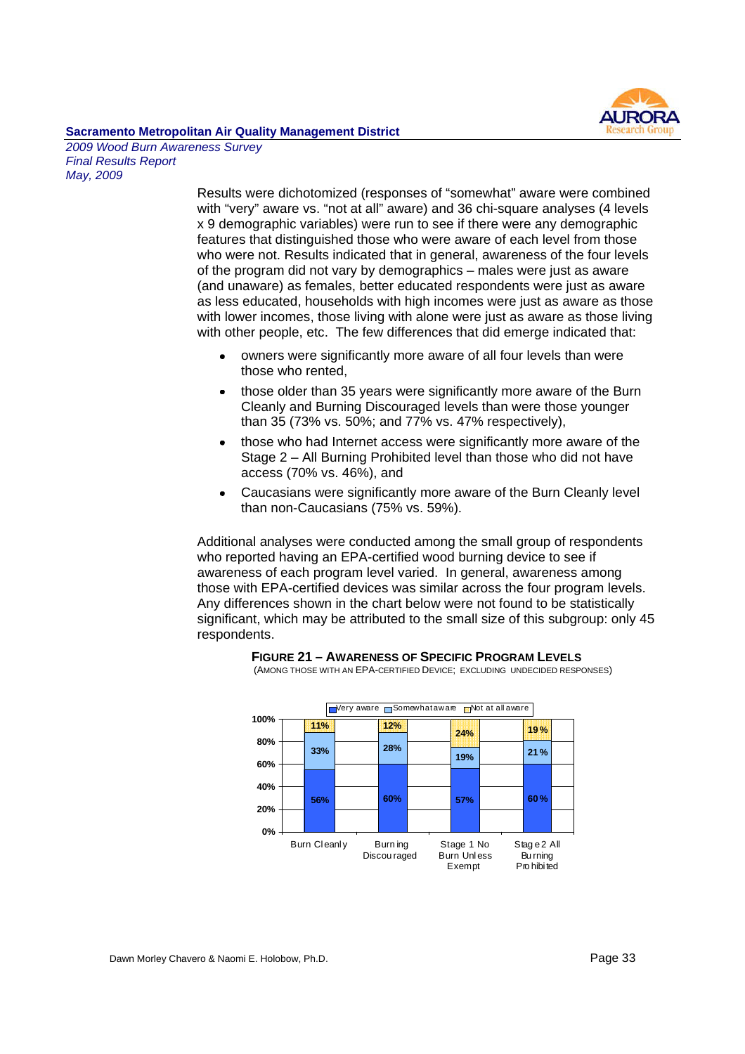Results were dichotomized (responses of “somewhat” aware were combined with “very” aware vs. “not at all” aware) and 36 chi-square analyses (4 levels x 9 demographic variables) were run to see if there were any demographic features that distinguished those who were aware of each level from those who were not. Results indicated that in general, awareness of the four levels of the program did not vary by demographics – males were just as aware (and unaware) as females, better educated respondents were just as aware as less educated, households with high incomes were just as aware as those with lower incomes, those living with alone were just as aware as those living with other people, etc. The few differences that did emerge indicated that:

- owners were significantly more aware of all four levels than were those who rented,
- those older than 35 years were significantly more aware of the Burn Cleanly and Burning Discouraged levels than were those younger than 35 (73% vs. 50%; and 77% vs. 47% respectively),
- those who had Internet access were significantly more aware of the Stage 2 – All Burning Prohibited level than those who did not have access (70% vs. 46%), and
- Caucasians were significantly more aware of the Burn Cleanly level than non-Caucasians (75% vs. 59%).

Additional analyses were conducted among the small group of respondents who reported having an EPA-certified wood burning device to see if awareness of each program level varied. In general, awareness among those with EPA-certified devices was similar across the four program levels. Any differences shown in the chart below were not found to be statistically significant, which may be attributed to the small size of this subgroup: only 45 respondents.

**FIGURE 21 – AWARENESS OF SPECIFIC PROGRAM LEVELS**
(AMONG THOSE WITH AN EPA-CERTIFIED DEVICE; EXCLUDING UNDECIDED RESPONSES)

| | Burn Cleanly | Burning Discouraged | Stage 1 No Burn Unless Exempt | Stage 2 All Burning Prohibited |
|---|---|---|---|---|
| Very aware | 56% | 60% | 57% | 60% |
| Somewhat aware | 33% | 28% | 19% | 21% |
| Not at all aware | 11% | 12% | 24% | 19% |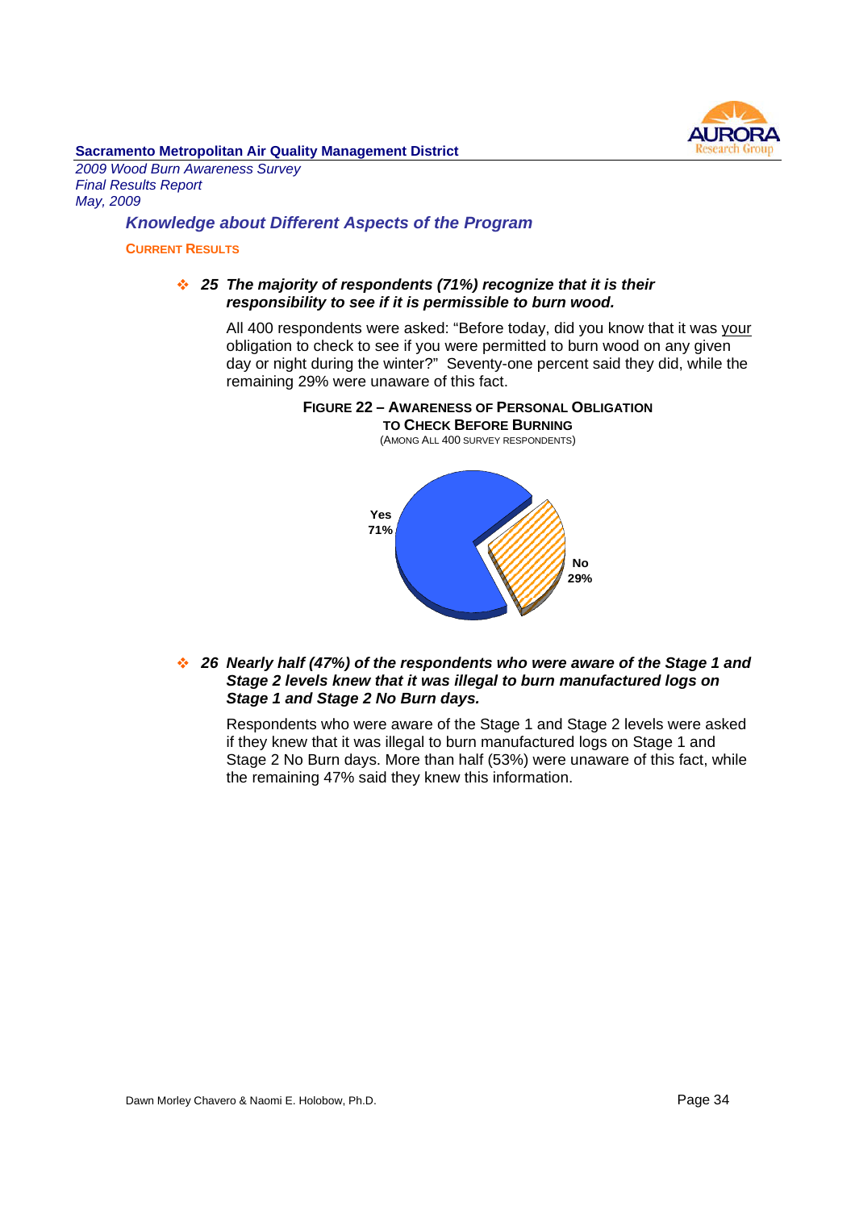## Knowledge about Different Aspects of the Program

**CURRENT RESULTS**

- ***25 The majority of respondents (71%) recognize that it is their responsibility to see if it is permissible to burn wood.***

  All 400 respondents were asked: "Before today, did you know that it was your obligation to check to see if you were permitted to burn wood on any given day or night during the winter?" Seventy-one percent said they did, while the remaining 29% were unaware of this fact.

**FIGURE 22 – AWARENESS OF PERSONAL OBLIGATION TO CHECK BEFORE BURNING**
(AMONG ALL 400 SURVEY RESPONDENTS)

Yes 71%

No 29%

- ***26 Nearly half (47%) of the respondents who were aware of the Stage 1 and Stage 2 levels knew that it was illegal to burn manufactured logs on Stage 1 and Stage 2 No Burn days.***

  Respondents who were aware of the Stage 1 and Stage 2 levels were asked if they knew that it was illegal to burn manufactured logs on Stage 1 and Stage 2 No Burn days. More than half (53%) were unaware of this fact, while the remaining 47% said they knew this information.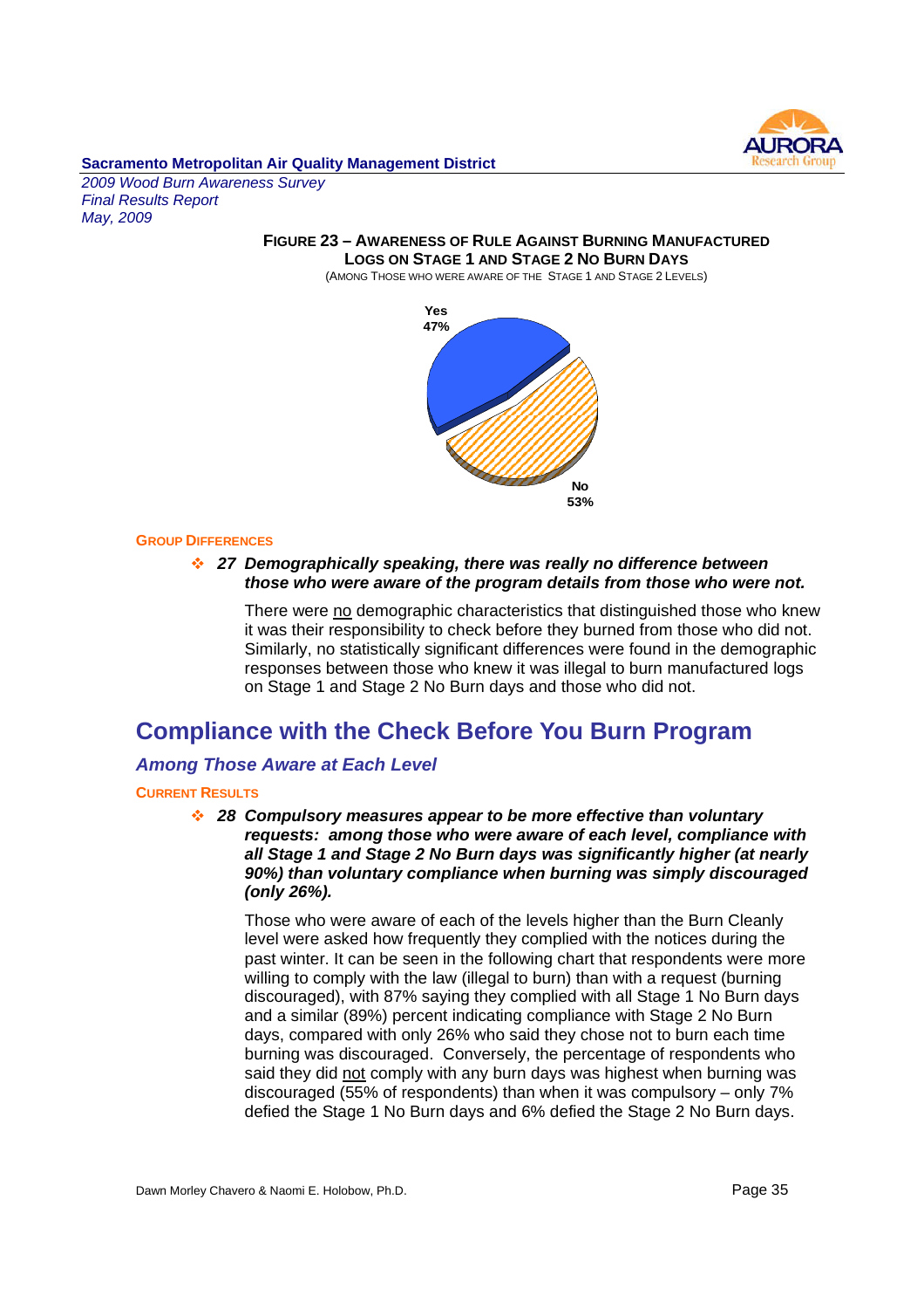FIGURE 23 – AWARENESS OF RULE AGAINST BURNING MANUFACTURED LOGS ON STAGE 1 AND STAGE 2 NO BURN DAYS

(AMONG THOSE WHO WERE AWARE OF THE STAGE 1 AND STAGE 2 LEVELS)

Yes 47%

No 53%

#### GROUP DIFFERENCES

- ***27 Demographically speaking, there was really no difference between those who were aware of the program details from those who were not.***

  There were no demographic characteristics that distinguished those who knew it was their responsibility to check before they burned from those who did not. Similarly, no statistically significant differences were found in the demographic responses between those who knew it was illegal to burn manufactured logs on Stage 1 and Stage 2 No Burn days and those who did not.

## Compliance with the Check Before You Burn Program

### *Among Those Aware at Each Level*

#### CURRENT RESULTS

- ***28 Compulsory measures appear to be more effective than voluntary requests: among those who were aware of each level, compliance with all Stage 1 and Stage 2 No Burn days was significantly higher (at nearly 90%) than voluntary compliance when burning was simply discouraged (only 26%).***

  Those who were aware of each of the levels higher than the Burn Cleanly level were asked how frequently they complied with the notices during the past winter. It can be seen in the following chart that respondents were more willing to comply with the law (illegal to burn) than with a request (burning discouraged), with 87% saying they complied with all Stage 1 No Burn days and a similar (89%) percent indicating compliance with Stage 2 No Burn days, compared with only 26% who said they chose not to burn each time burning was discouraged. Conversely, the percentage of respondents who said they did not comply with any burn days was highest when burning was discouraged (55% of respondents) than when it was compulsory – only 7% defied the Stage 1 No Burn days and 6% defied the Stage 2 No Burn days.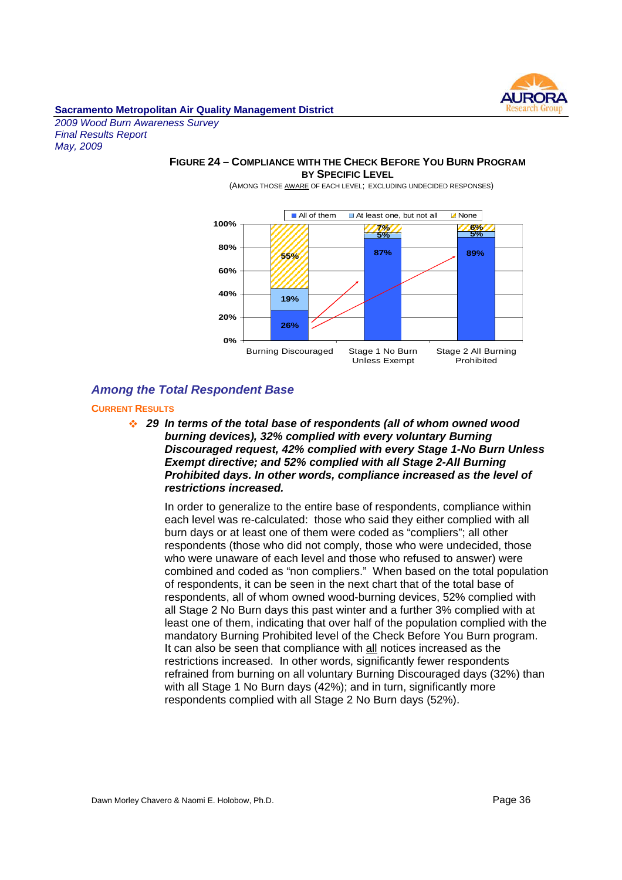**FIGURE 24 – COMPLIANCE WITH THE CHECK BEFORE YOU BURN PROGRAM BY SPECIFIC LEVEL**

(AMONG THOSE AWARE OF EACH LEVEL; EXCLUDING UNDECIDED RESPONSES)

| | All of them | At least one, but not all | None |
|---|---|---|---|
| Burning Discouraged | 26% | 19% | 55% |
| Stage 1 No Burn Unless Exempt | 87% | 5% | 7% |
| Stage 2 All Burning Prohibited | 89% | 5% | 6% |

## Among the Total Respondent Base

### CURRENT RESULTS

- **_29 In terms of the total base of respondents (all of whom owned wood burning devices), 32% complied with every voluntary Burning Discouraged request, 42% complied with every Stage 1-No Burn Unless Exempt directive; and 52% complied with all Stage 2-All Burning Prohibited days. In other words, compliance increased as the level of restrictions increased._**

  In order to generalize to the entire base of respondents, compliance within each level was re-calculated: those who said they either complied with all burn days or at least one of them were coded as "compliers"; all other respondents (those who did not comply, those who were undecided, those who were unaware of each level and those who refused to answer) were combined and coded as "non compliers." When based on the total population of respondents, it can be seen in the next chart that of the total base of respondents, all of whom owned wood-burning devices, 52% complied with all Stage 2 No Burn days this past winter and a further 3% complied with at least one of them, indicating that over half of the population complied with the mandatory Burning Prohibited level of the Check Before You Burn program. It can also be seen that compliance with all notices increased as the restrictions increased. In other words, significantly fewer respondents refrained from burning on all voluntary Burning Discouraged days (32%) than with all Stage 1 No Burn days (42%); and in turn, significantly more respondents complied with all Stage 2 No Burn days (52%).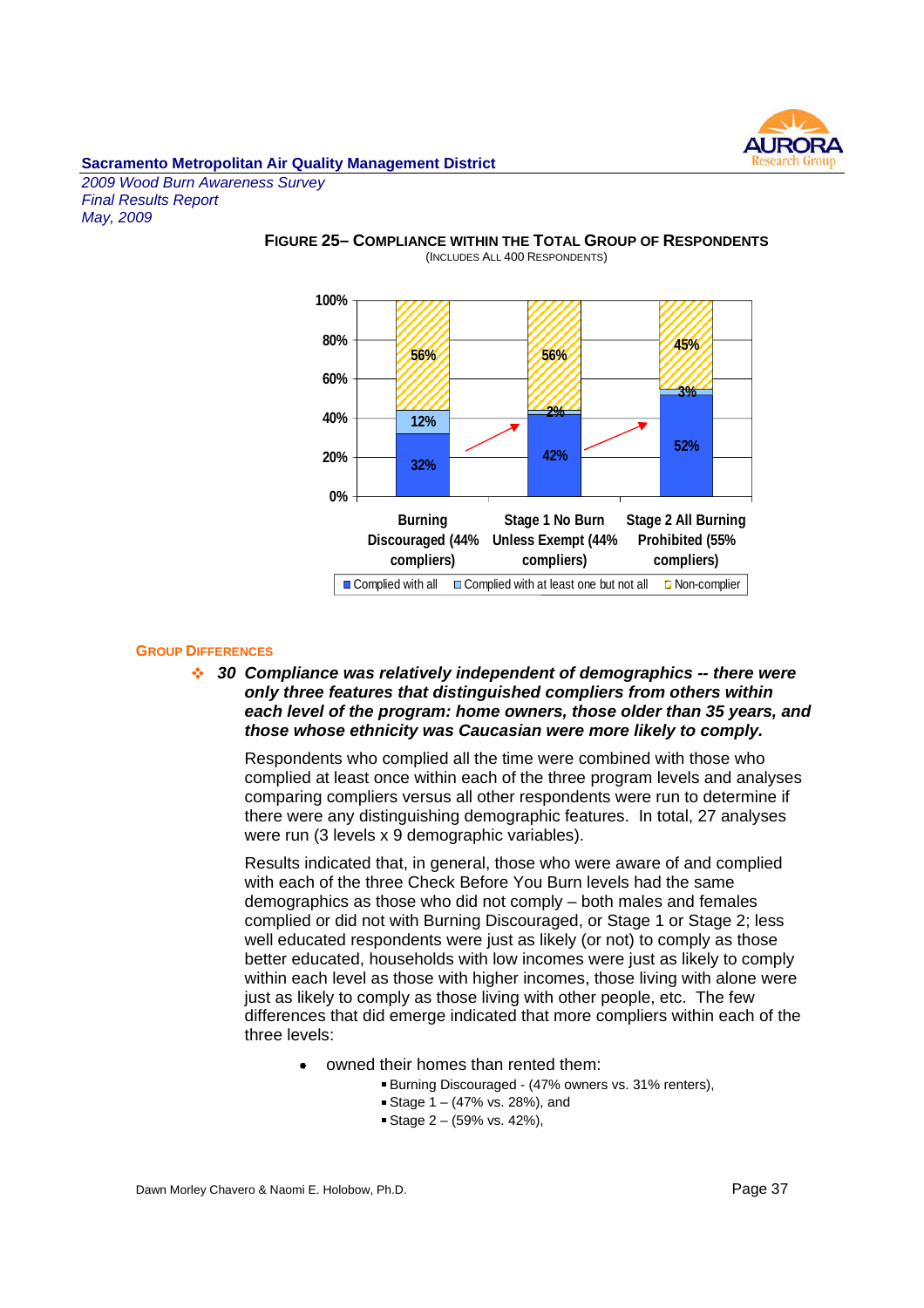**FIGURE 25– COMPLIANCE WITHIN THE TOTAL GROUP OF RESPONDENTS**
(INCLUDES ALL 400 RESPONDENTS)

| | Burning Discouraged (44% compliers) | Stage 1 No Burn Unless Exempt (44% compliers) | Stage 2 All Burning Prohibited (55% compliers) |
|---|---|---|---|
| Complied with all | 32% | 42% | 52% |
| Complied with at least one but not all | 12% | 2% | 3% |
| Non-complier | 56% | 56% | 45% |

### GROUP DIFFERENCES

❖ ***30 Compliance was relatively independent of demographics -- there were only three features that distinguished compliers from others within each level of the program: home owners, those older than 35 years, and those whose ethnicity was Caucasian were more likely to comply.***

Respondents who complied all the time were combined with those who complied at least once within each of the three program levels and analyses comparing compliers versus all other respondents were run to determine if there were any distinguishing demographic features. In total, 27 analyses were run (3 levels x 9 demographic variables).

Results indicated that, in general, those who were aware of and complied with each of the three Check Before You Burn levels had the same demographics as those who did not comply – both males and females complied or did not with Burning Discouraged, or Stage 1 or Stage 2; less well educated respondents were just as likely (or not) to comply as those better educated, households with low incomes were just as likely to comply within each level as those with higher incomes, those living with alone were just as likely to comply as those living with other people, etc. The few differences that did emerge indicated that more compliers within each of the three levels:

- owned their homes than rented them:
  - Burning Discouraged - (47% owners vs. 31% renters),
  - Stage 1 – (47% vs. 28%), and
  - Stage 2 – (59% vs. 42%),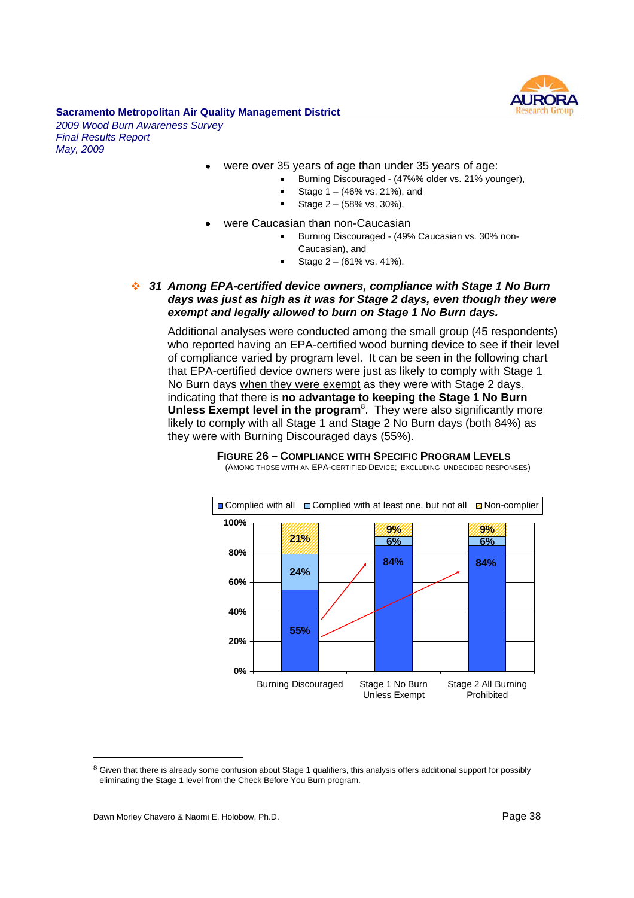- were over 35 years of age than under 35 years of age:
  - Burning Discouraged - (47%% older vs. 21% younger),
  - Stage 1 – (46% vs. 21%), and
  - Stage 2 – (58% vs. 30%),
- were Caucasian than non-Caucasian
  - Burning Discouraged - (49% Caucasian vs. 30% non-Caucasian), and
  - Stage 2 – (61% vs. 41%).

### ❖ *31 Among EPA-certified device owners, compliance with Stage 1 No Burn days was just as high as it was for Stage 2 days, even though they were exempt and legally allowed to burn on Stage 1 No Burn days.*

Additional analyses were conducted among the small group (45 respondents) who reported having an EPA-certified wood burning device to see if their level of compliance varied by program level. It can be seen in the following chart that EPA-certified device owners were just as likely to comply with Stage 1 No Burn days when they were exempt as they were with Stage 2 days, indicating that there is **no advantage to keeping the Stage 1 No Burn Unless Exempt level in the program**[8]. They were also significantly more likely to comply with all Stage 1 and Stage 2 No Burn days (both 84%) as they were with Burning Discouraged days (55%).

**FIGURE 26 – COMPLIANCE WITH SPECIFIC PROGRAM LEVELS**
(AMONG THOSE WITH AN EPA-CERTIFIED DEVICE; EXCLUDING UNDECIDED RESPONSES)

| | Burning Discouraged | Stage 1 No Burn Unless Exempt | Stage 2 All Burning Prohibited |
|---|---|---|---|
| Complied with all | 55% | 84% | 84% |
| Complied with at least one, but not all | 24% | 6% | 6% |
| Non-complier | 21% | 9% | 9% |

---

[8] Given that there is already some confusion about Stage 1 qualifiers, this analysis offers additional support for possibly eliminating the Stage 1 level from the Check Before You Burn program.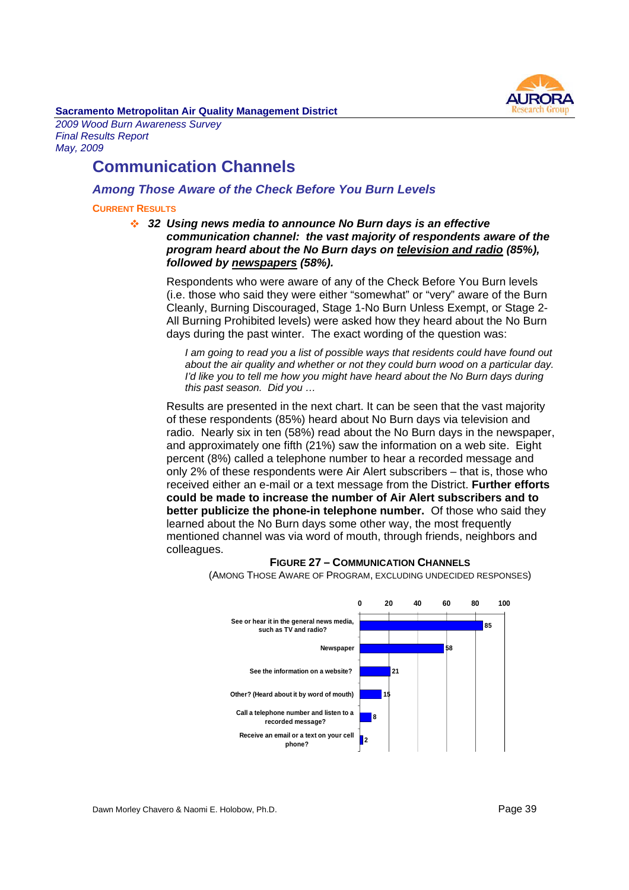## Communication Channels

### *Among Those Aware of the Check Before You Burn Levels*

**CURRENT RESULTS**

- ***32 Using news media to announce No Burn days is an effective communication channel: the vast majority of respondents aware of the program heard about the No Burn days on <u>television and radio</u> (85%), followed by <u>newspapers</u> (58%).***

Respondents who were aware of any of the Check Before You Burn levels (i.e. those who said they were either "somewhat" or "very" aware of the Burn Cleanly, Burning Discouraged, Stage 1-No Burn Unless Exempt, or Stage 2-All Burning Prohibited levels) were asked how they heard about the No Burn days during the past winter. The exact wording of the question was:

> *I am going to read you a list of possible ways that residents could have found out about the air quality and whether or not they could burn wood on a particular day. I'd like you to tell me how you might have heard about the No Burn days during this past season. Did you …*

Results are presented in the next chart. It can be seen that the vast majority of these respondents (85%) heard about No Burn days via television and radio. Nearly six in ten (58%) read about the No Burn days in the newspaper, and approximately one fifth (21%) saw the information on a web site. Eight percent (8%) called a telephone number to hear a recorded message and only 2% of these respondents were Air Alert subscribers – that is, those who received either an e-mail or a text message from the District. **Further efforts could be made to increase the number of Air Alert subscribers and to better publicize the phone-in telephone number.** Of those who said they learned about the No Burn days some other way, the most frequently mentioned channel was via word of mouth, through friends, neighbors and colleagues.

**FIGURE 27 – COMMUNICATION CHANNELS**

(AMONG THOSE AWARE OF PROGRAM, EXCLUDING UNDECIDED RESPONSES)

| Channel | % |
|---|---|
| See or hear it in the general news media, such as TV and radio? | 85 |
| Newspaper | 58 |
| See the information on a website? | 21 |
| Other? (Heard about it by word of mouth) | 15 |
| Call a telephone number and listen to a recorded message? | 8 |
| Receive an email or a text on your cell phone? | 2 |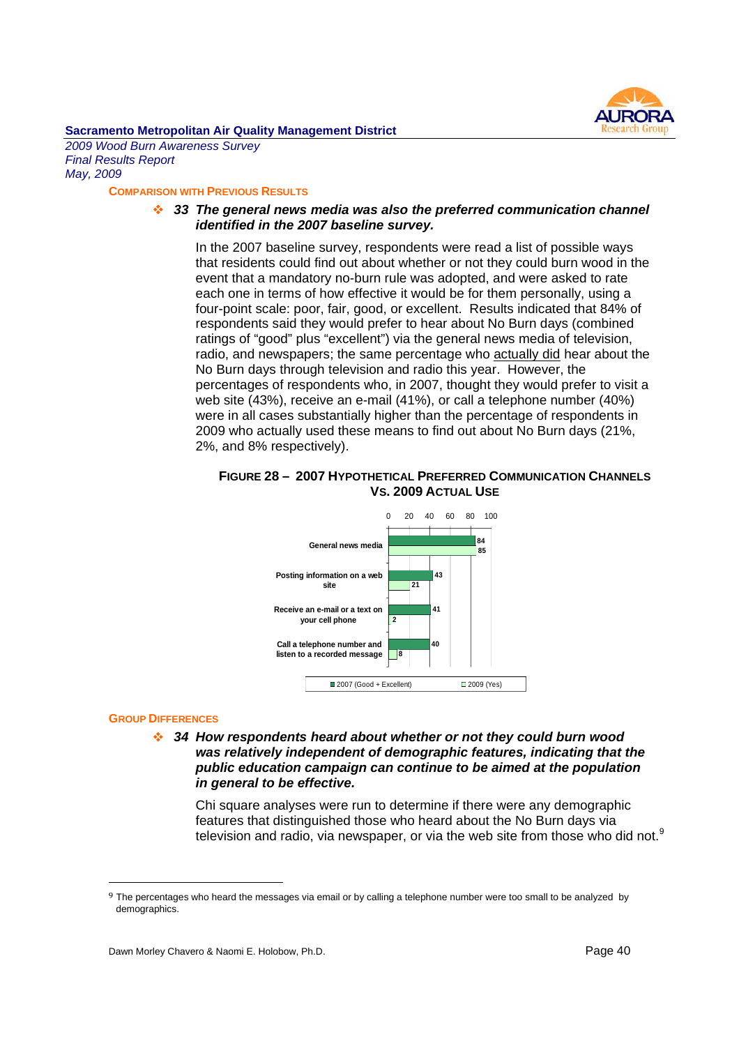## Comparison with Previous Results

❖ ***33 The general news media was also the preferred communication channel identified in the 2007 baseline survey.***

In the 2007 baseline survey, respondents were read a list of possible ways that residents could find out about whether or not they could burn wood in the event that a mandatory no-burn rule was adopted, and were asked to rate each one in terms of how effective it would be for them personally, using a four-point scale: poor, fair, good, or excellent. Results indicated that 84% of respondents said they would prefer to hear about No Burn days (combined ratings of "good" plus "excellent") via the general news media of television, radio, and newspapers; the same percentage who actually did hear about the No Burn days through television and radio this year. However, the percentages of respondents who, in 2007, thought they would prefer to visit a web site (43%), receive an e-mail (41%), or call a telephone number (40%) were in all cases substantially higher than the percentage of respondents in 2009 who actually used these means to find out about No Burn days (21%, 2%, and 8% respectively).

**Figure 28 – 2007 Hypothetical Preferred Communication Channels Vs. 2009 Actual Use**

| | 2007 (Good + Excellent) | 2009 (Yes) |
|---|---|---|
| General news media | 84 | 85 |
| Posting information on a web site | 43 | 21 |
| Receive an e-mail or a text on your cell phone | 41 | 2 |
| Call a telephone number and listen to a recorded message | 40 | 8 |

## Group Differences

❖ ***34 How respondents heard about whether or not they could burn wood was relatively independent of demographic features, indicating that the public education campaign can continue to be aimed at the population in general to be effective.***

Chi square analyses were run to determine if there were any demographic features that distinguished those who heard about the No Burn days via television and radio, via newspaper, or via the web site from those who did not.[9]

[9] The percentages who heard the messages via email or by calling a telephone number were too small to be analyzed by demographics.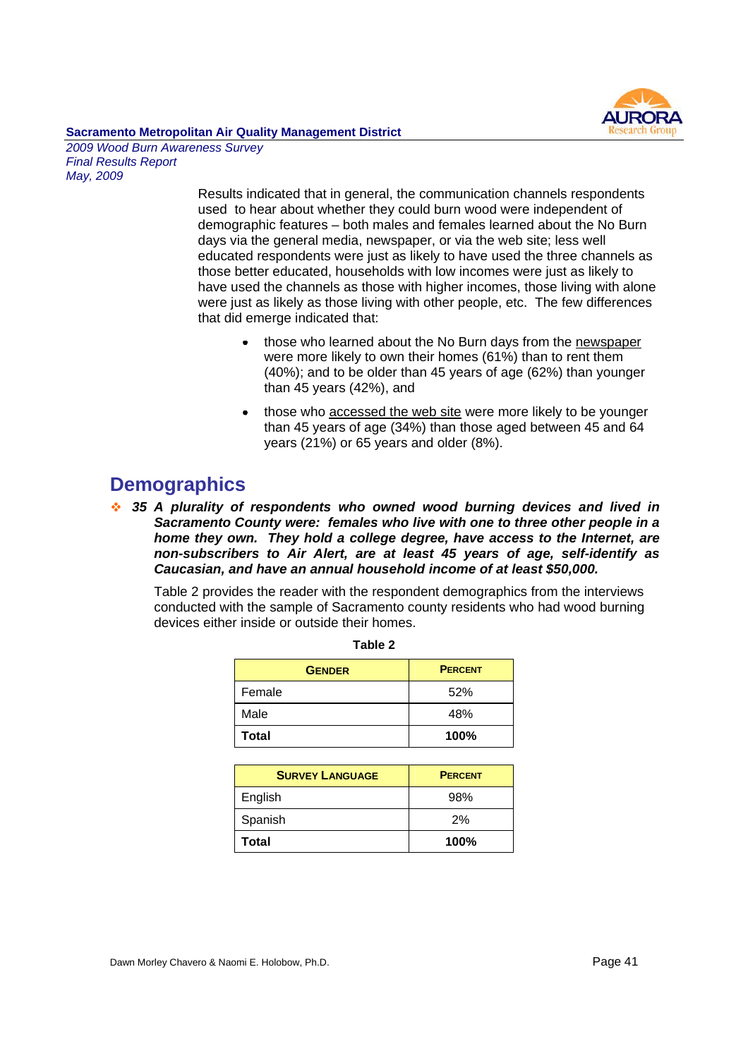Results indicated that in general, the communication channels respondents used to hear about whether they could burn wood were independent of demographic features – both males and females learned about the No Burn days via the general media, newspaper, or via the web site; less well educated respondents were just as likely to have used the three channels as those better educated, households with low incomes were just as likely to have used the channels as those with higher incomes, those living with alone were just as likely as those living with other people, etc. The few differences that did emerge indicated that:

- those who learned about the No Burn days from the newspaper were more likely to own their homes (61%) than to rent them (40%); and to be older than 45 years of age (62%) than younger than 45 years (42%), and
- those who accessed the web site were more likely to be younger than 45 years of age (34%) than those aged between 45 and 64 years (21%) or 65 years and older (8%).

## Demographics

- ***35 A plurality of respondents who owned wood burning devices and lived in Sacramento County were: females who live with one to three other people in a home they own. They hold a college degree, have access to the Internet, are non-subscribers to Air Alert, are at least 45 years of age, self-identify as Caucasian, and have an annual household income of at least $50,000.***

Table 2 provides the reader with the respondent demographics from the interviews conducted with the sample of Sacramento county residents who had wood burning devices either inside or outside their homes.

**Table 2**

| GENDER | PERCENT |
|---|---|
| Female | 52% |
| Male | 48% |
| **Total** | **100%** |

| SURVEY LANGUAGE | PERCENT |
|---|---|
| English | 98% |
| Spanish | 2% |
| **Total** | **100%** |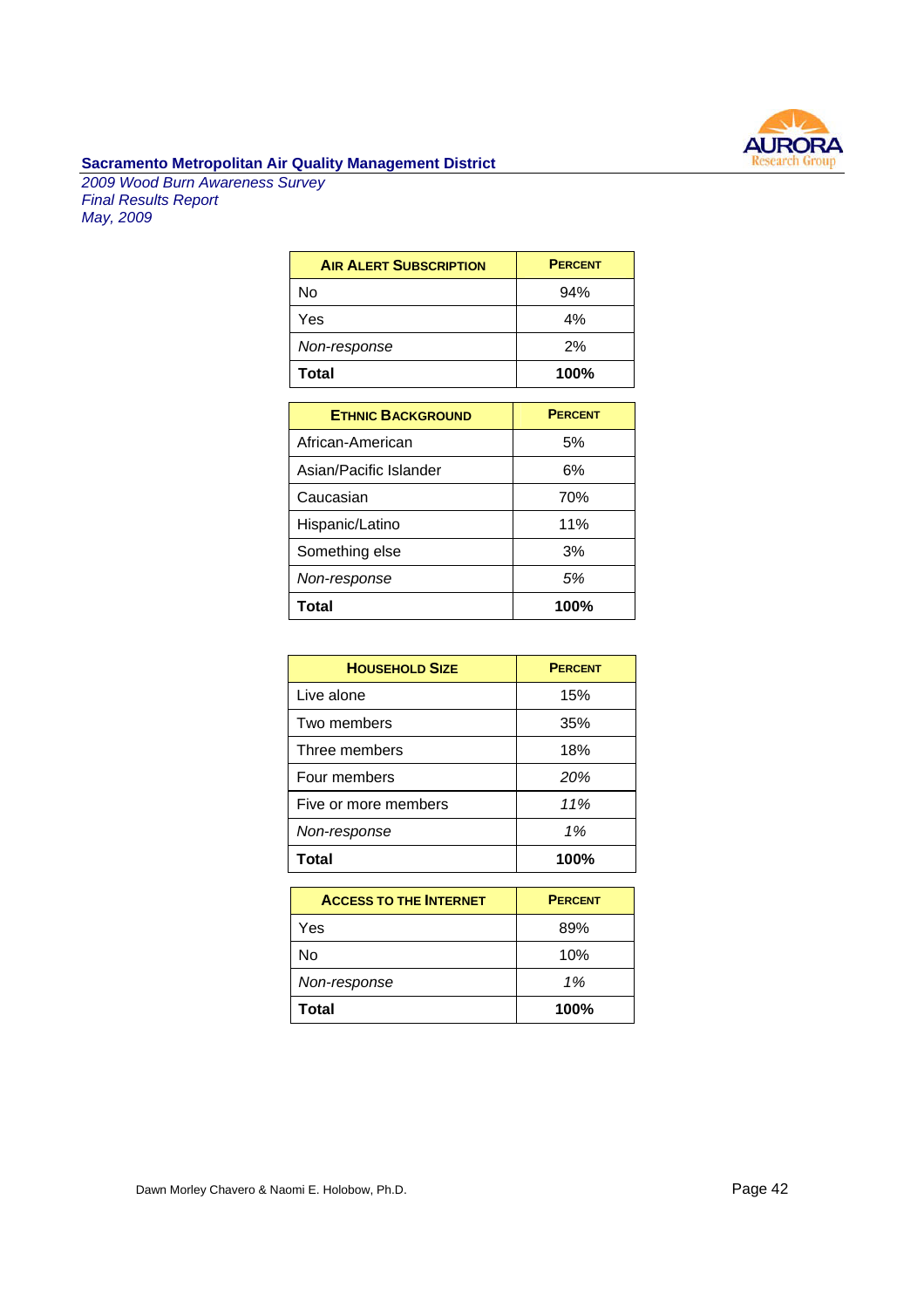| AIR ALERT SUBSCRIPTION | PERCENT |
|---|---|
| No | 94% |
| Yes | 4% |
| *Non-response* | 2% |
| **Total** | **100%** |

| ETHNIC BACKGROUND | PERCENT |
|---|---|
| African-American | 5% |
| Asian/Pacific Islander | 6% |
| Caucasian | 70% |
| Hispanic/Latino | 11% |
| Something else | 3% |
| *Non-response* | *5%* |
| **Total** | **100%** |

| HOUSEHOLD SIZE | PERCENT |
|---|---|
| Live alone | 15% |
| Two members | 35% |
| Three members | 18% |
| Four members | *20%* |
| Five or more members | *11%* |
| *Non-response* | *1%* |
| **Total** | **100%** |

| ACCESS TO THE INTERNET | PERCENT |
|---|---|
| Yes | 89% |
| No | 10% |
| *Non-response* | *1%* |
| **Total** | **100%** |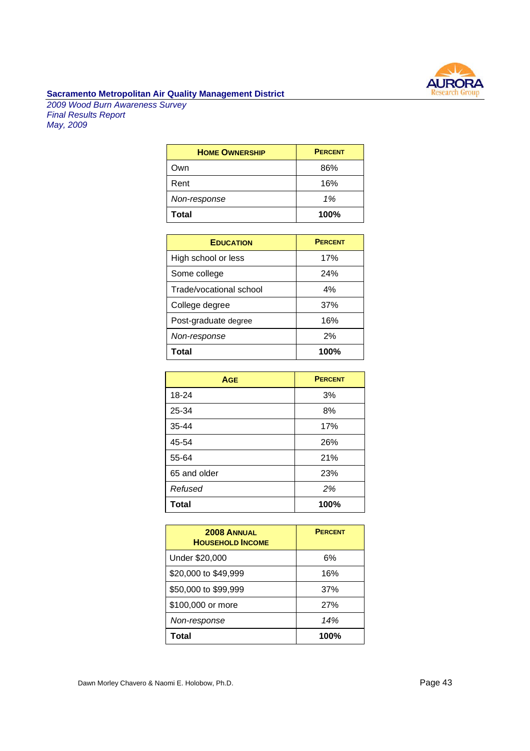| HOME OWNERSHIP | PERCENT |
|---|---|
| Own | 86% |
| Rent | 16% |
| *Non-response* | *1%* |
| **Total** | **100%** |

| EDUCATION | PERCENT |
|---|---|
| High school or less | 17% |
| Some college | 24% |
| Trade/vocational school | 4% |
| College degree | 37% |
| Post-graduate degree | 16% |
| *Non-response* | 2% |
| **Total** | **100%** |

| AGE | PERCENT |
|---|---|
| 18-24 | 3% |
| 25-34 | 8% |
| 35-44 | 17% |
| 45-54 | 26% |
| 55-64 | 21% |
| 65 and older | 23% |
| *Refused* | *2%* |
| **Total** | **100%** |

| 2008 ANNUAL HOUSEHOLD INCOME | PERCENT |
|---|---|
| Under $20,000 | 6% |
| $20,000 to $49,999 | 16% |
| $50,000 to $99,999 | 37% |
| $100,000 or more | 27% |
| *Non-response* | *14%* |
| **Total** | **100%** |